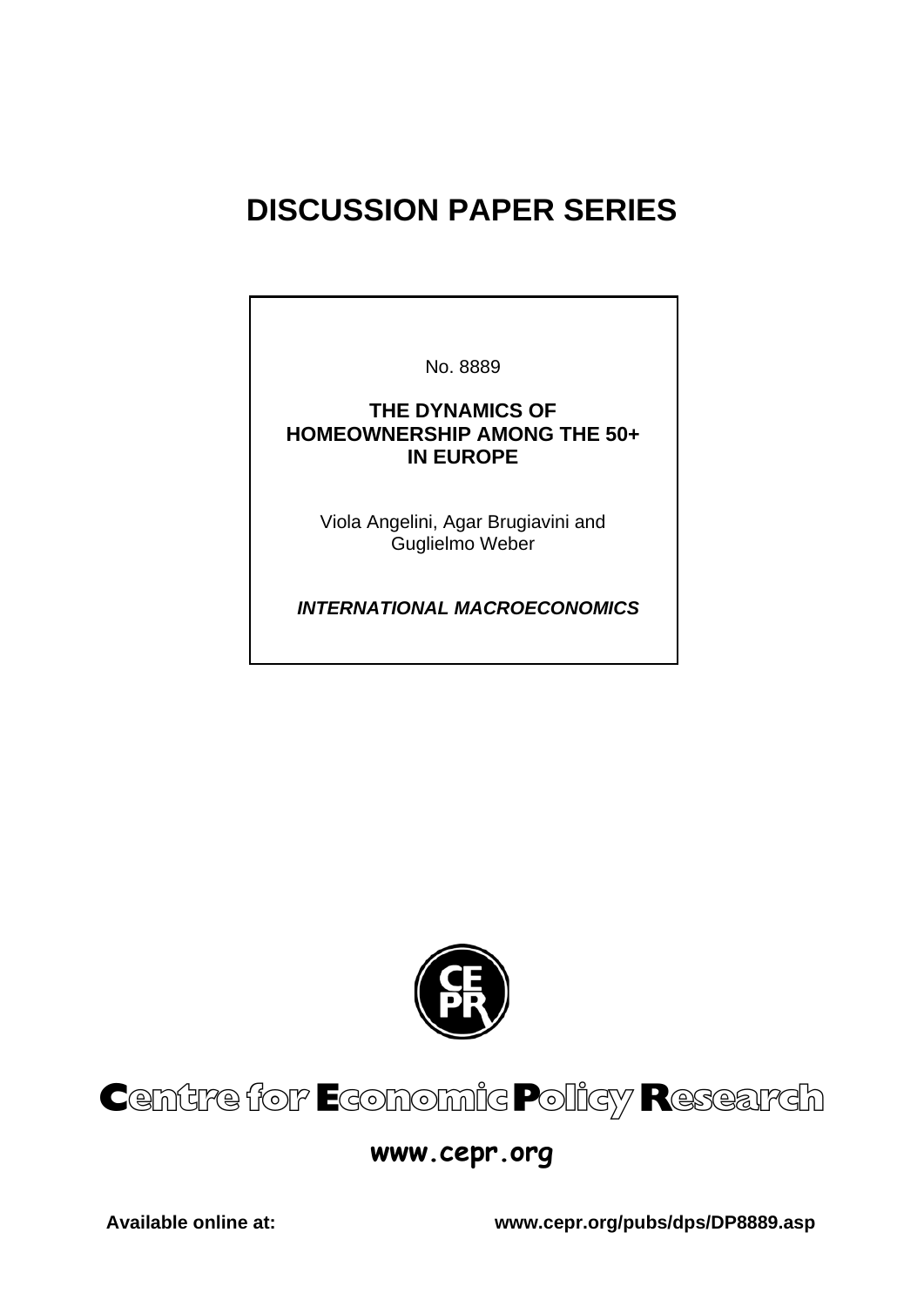# DISCUSSION PAPER SERIES

No. 8889

**THE DYNAMICS OF HOMEOWNERSHIP AMONG THE 50+ IN EUROPE**

Viola Angelini, Agar Brugiavini and Guglielmo Weber

***INTERNATIONAL MACROECONOMICS***

**Centre for Economic Policy Research**

**www.cepr.org**

**Available online at:** **www.cepr.org/pubs/dps/DP8889.asp**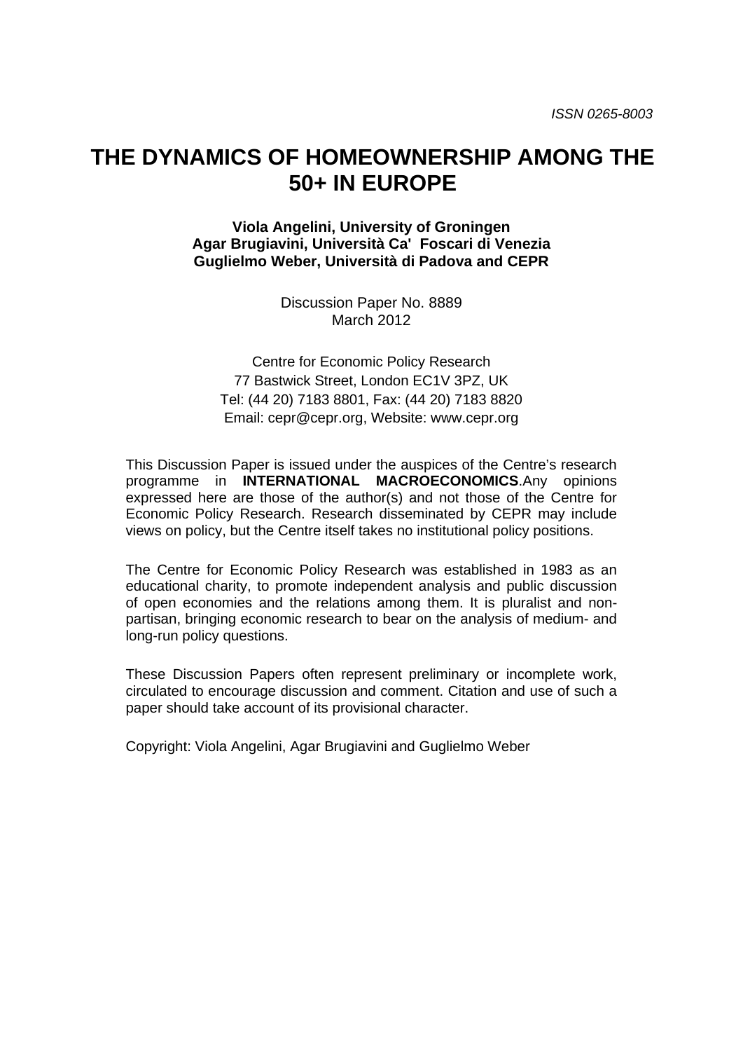ISSN 0265-8003

# THE DYNAMICS OF HOMEOWNERSHIP AMONG THE 50+ IN EUROPE

**Viola Angelini, University of Groningen**
**Agar Brugiavini, Università Ca' Foscari di Venezia**
**Guglielmo Weber, Università di Padova and CEPR**

Discussion Paper No. 8889
March 2012

Centre for Economic Policy Research
77 Bastwick Street, London EC1V 3PZ, UK
Tel: (44 20) 7183 8801, Fax: (44 20) 7183 8820
Email: cepr@cepr.org, Website: www.cepr.org

This Discussion Paper is issued under the auspices of the Centre's research programme in **INTERNATIONAL MACROECONOMICS**.Any opinions expressed here are those of the author(s) and not those of the Centre for Economic Policy Research. Research disseminated by CEPR may include views on policy, but the Centre itself takes no institutional policy positions.

The Centre for Economic Policy Research was established in 1983 as an educational charity, to promote independent analysis and public discussion of open economies and the relations among them. It is pluralist and non-partisan, bringing economic research to bear on the analysis of medium- and long-run policy questions.

These Discussion Papers often represent preliminary or incomplete work, circulated to encourage discussion and comment. Citation and use of such a paper should take account of its provisional character.

Copyright: Viola Angelini, Agar Brugiavini and Guglielmo Weber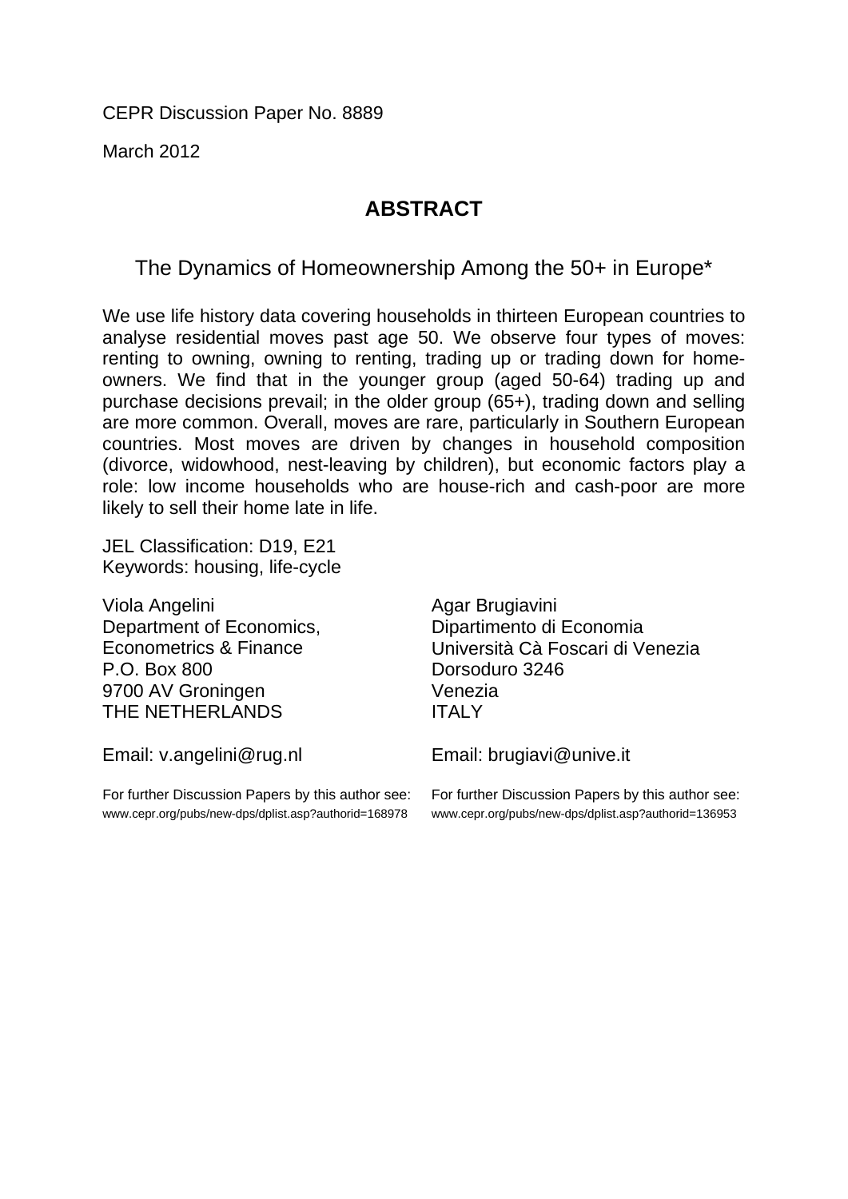CEPR Discussion Paper No. 8889

March 2012

## ABSTRACT

### The Dynamics of Homeownership Among the 50+ in Europe*

We use life history data covering households in thirteen European countries to analyse residential moves past age 50. We observe four types of moves: renting to owning, owning to renting, trading up or trading down for home-owners. We find that in the younger group (aged 50-64) trading up and purchase decisions prevail; in the older group (65+), trading down and selling are more common. Overall, moves are rare, particularly in Southern European countries. Most moves are driven by changes in household composition (divorce, widowhood, nest-leaving by children), but economic factors play a role: low income households who are house-rich and cash-poor are more likely to sell their home late in life.

JEL Classification: D19, E21
Keywords: housing, life-cycle

Viola Angelini
Department of Economics, Econometrics & Finance
P.O. Box 800
9700 AV Groningen
THE NETHERLANDS

Email: v.angelini@rug.nl

For further Discussion Papers by this author see:
www.cepr.org/pubs/new-dps/dplist.asp?authorid=168978

Agar Brugiavini
Dipartimento di Economia
Università Cà Foscari di Venezia
Dorsoduro 3246
Venezia
ITALY

Email: brugiavi@unive.it

For further Discussion Papers by this author see:
www.cepr.org/pubs/new-dps/dplist.asp?authorid=136953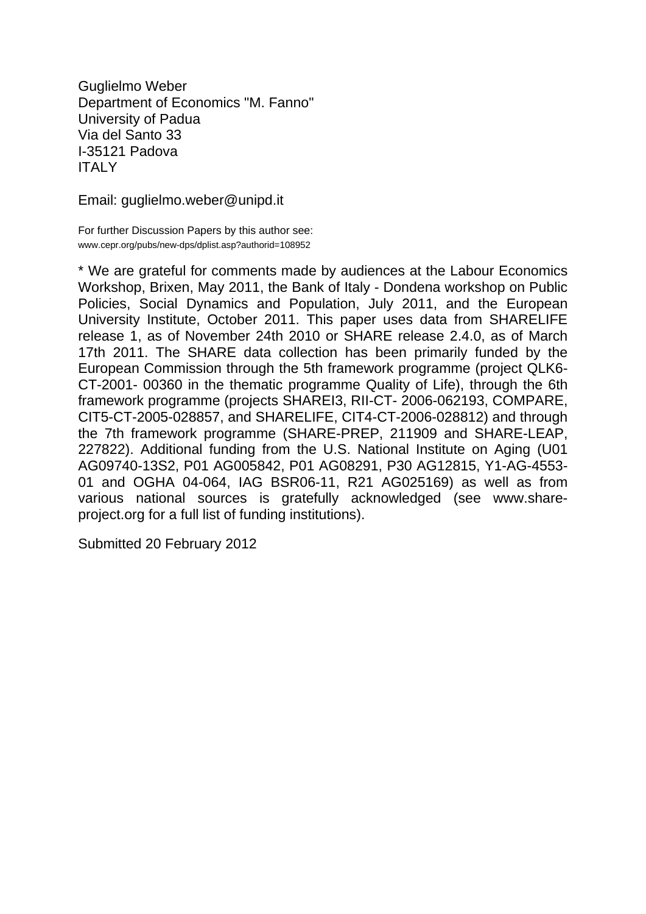Guglielmo Weber
Department of Economics "M. Fanno"
University of Padua
Via del Santo 33
I-35121 Padova
ITALY

Email: guglielmo.weber@unipd.it

For further Discussion Papers by this author see:
www.cepr.org/pubs/new-dps/dplist.asp?authorid=108952

* We are grateful for comments made by audiences at the Labour Economics Workshop, Brixen, May 2011, the Bank of Italy - Dondena workshop on Public Policies, Social Dynamics and Population, July 2011, and the European University Institute, October 2011. This paper uses data from SHARELIFE release 1, as of November 24th 2010 or SHARE release 2.4.0, as of March 17th 2011. The SHARE data collection has been primarily funded by the European Commission through the 5th framework programme (project QLK6-CT-2001- 00360 in the thematic programme Quality of Life), through the 6th framework programme (projects SHAREI3, RII-CT- 2006-062193, COMPARE, CIT5-CT-2005-028857, and SHARELIFE, CIT4-CT-2006-028812) and through the 7th framework programme (SHARE-PREP, 211909 and SHARE-LEAP, 227822). Additional funding from the U.S. National Institute on Aging (U01 AG09740-13S2, P01 AG005842, P01 AG08291, P30 AG12815, Y1-AG-4553-01 and OGHA 04-064, IAG BSR06-11, R21 AG025169) as well as from various national sources is gratefully acknowledged (see www.share-project.org for a full list of funding institutions).

Submitted 20 February 2012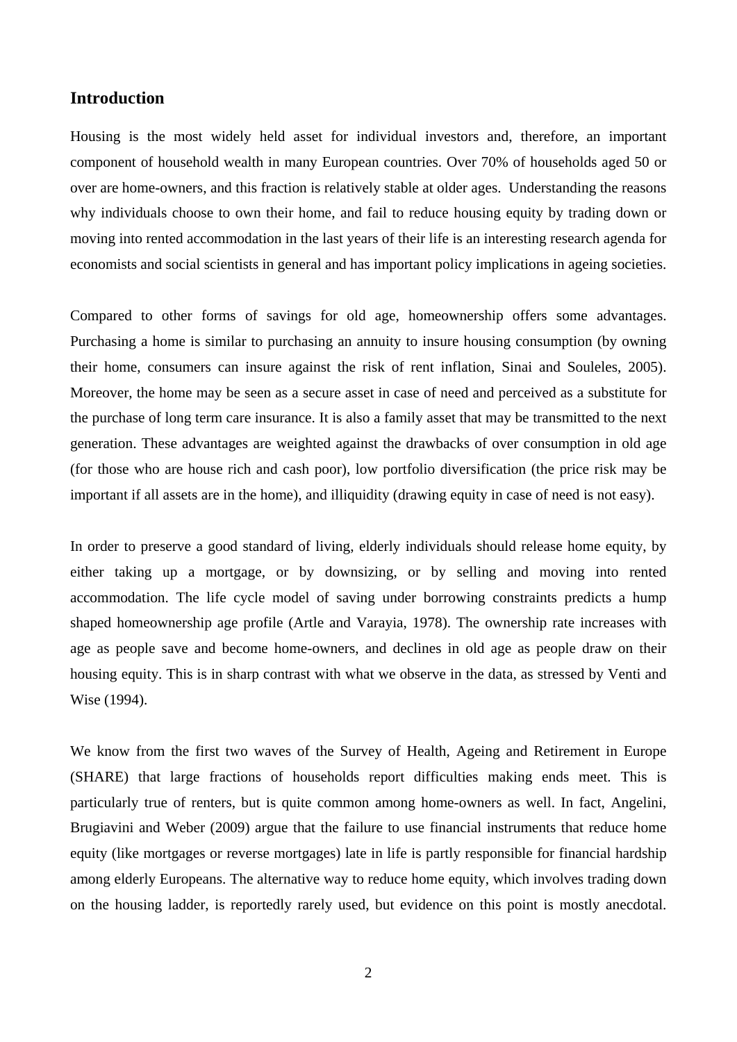## Introduction

Housing is the most widely held asset for individual investors and, therefore, an important component of household wealth in many European countries. Over 70% of households aged 50 or over are home-owners, and this fraction is relatively stable at older ages. Understanding the reasons why individuals choose to own their home, and fail to reduce housing equity by trading down or moving into rented accommodation in the last years of their life is an interesting research agenda for economists and social scientists in general and has important policy implications in ageing societies.

Compared to other forms of savings for old age, homeownership offers some advantages. Purchasing a home is similar to purchasing an annuity to insure housing consumption (by owning their home, consumers can insure against the risk of rent inflation, Sinai and Souleles, 2005). Moreover, the home may be seen as a secure asset in case of need and perceived as a substitute for the purchase of long term care insurance. It is also a family asset that may be transmitted to the next generation. These advantages are weighted against the drawbacks of over consumption in old age (for those who are house rich and cash poor), low portfolio diversification (the price risk may be important if all assets are in the home), and illiquidity (drawing equity in case of need is not easy).

In order to preserve a good standard of living, elderly individuals should release home equity, by either taking up a mortgage, or by downsizing, or by selling and moving into rented accommodation. The life cycle model of saving under borrowing constraints predicts a hump shaped homeownership age profile (Artle and Varayia, 1978). The ownership rate increases with age as people save and become home-owners, and declines in old age as people draw on their housing equity. This is in sharp contrast with what we observe in the data, as stressed by Venti and Wise (1994).

We know from the first two waves of the Survey of Health, Ageing and Retirement in Europe (SHARE) that large fractions of households report difficulties making ends meet. This is particularly true of renters, but is quite common among home-owners as well. In fact, Angelini, Brugiavini and Weber (2009) argue that the failure to use financial instruments that reduce home equity (like mortgages or reverse mortgages) late in life is partly responsible for financial hardship among elderly Europeans. The alternative way to reduce home equity, which involves trading down on the housing ladder, is reportedly rarely used, but evidence on this point is mostly anecdotal.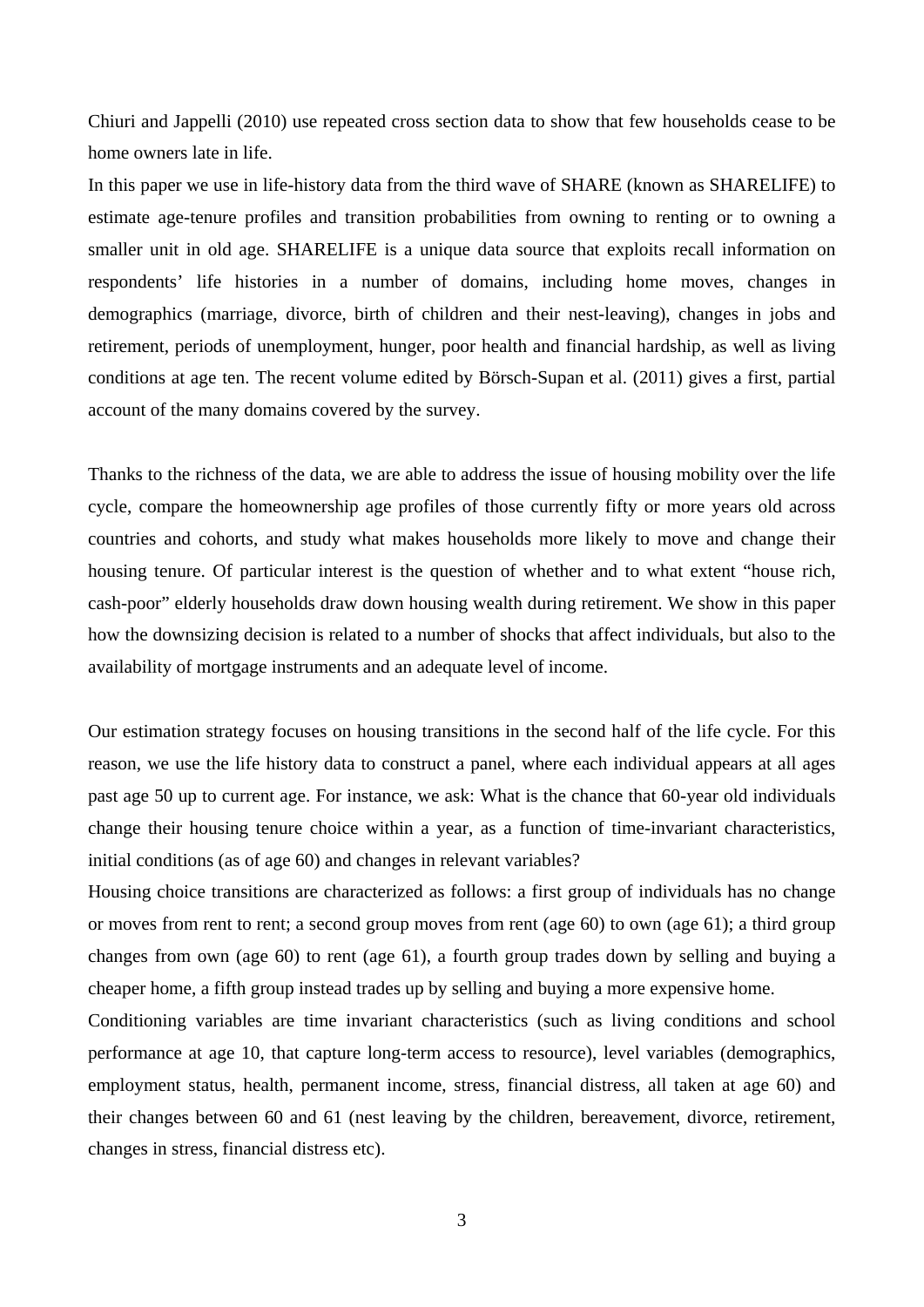Chiuri and Jappelli (2010) use repeated cross section data to show that few households cease to be home owners late in life.

In this paper we use in life-history data from the third wave of SHARE (known as SHARELIFE) to estimate age-tenure profiles and transition probabilities from owning to renting or to owning a smaller unit in old age. SHARELIFE is a unique data source that exploits recall information on respondents' life histories in a number of domains, including home moves, changes in demographics (marriage, divorce, birth of children and their nest-leaving), changes in jobs and retirement, periods of unemployment, hunger, poor health and financial hardship, as well as living conditions at age ten. The recent volume edited by Börsch-Supan et al. (2011) gives a first, partial account of the many domains covered by the survey.

Thanks to the richness of the data, we are able to address the issue of housing mobility over the life cycle, compare the homeownership age profiles of those currently fifty or more years old across countries and cohorts, and study what makes households more likely to move and change their housing tenure. Of particular interest is the question of whether and to what extent "house rich, cash-poor" elderly households draw down housing wealth during retirement. We show in this paper how the downsizing decision is related to a number of shocks that affect individuals, but also to the availability of mortgage instruments and an adequate level of income.

Our estimation strategy focuses on housing transitions in the second half of the life cycle. For this reason, we use the life history data to construct a panel, where each individual appears at all ages past age 50 up to current age. For instance, we ask: What is the chance that 60-year old individuals change their housing tenure choice within a year, as a function of time-invariant characteristics, initial conditions (as of age 60) and changes in relevant variables?

Housing choice transitions are characterized as follows: a first group of individuals has no change or moves from rent to rent; a second group moves from rent (age 60) to own (age 61); a third group changes from own (age 60) to rent (age 61), a fourth group trades down by selling and buying a cheaper home, a fifth group instead trades up by selling and buying a more expensive home.

Conditioning variables are time invariant characteristics (such as living conditions and school performance at age 10, that capture long-term access to resource), level variables (demographics, employment status, health, permanent income, stress, financial distress, all taken at age 60) and their changes between 60 and 61 (nest leaving by the children, bereavement, divorce, retirement, changes in stress, financial distress etc).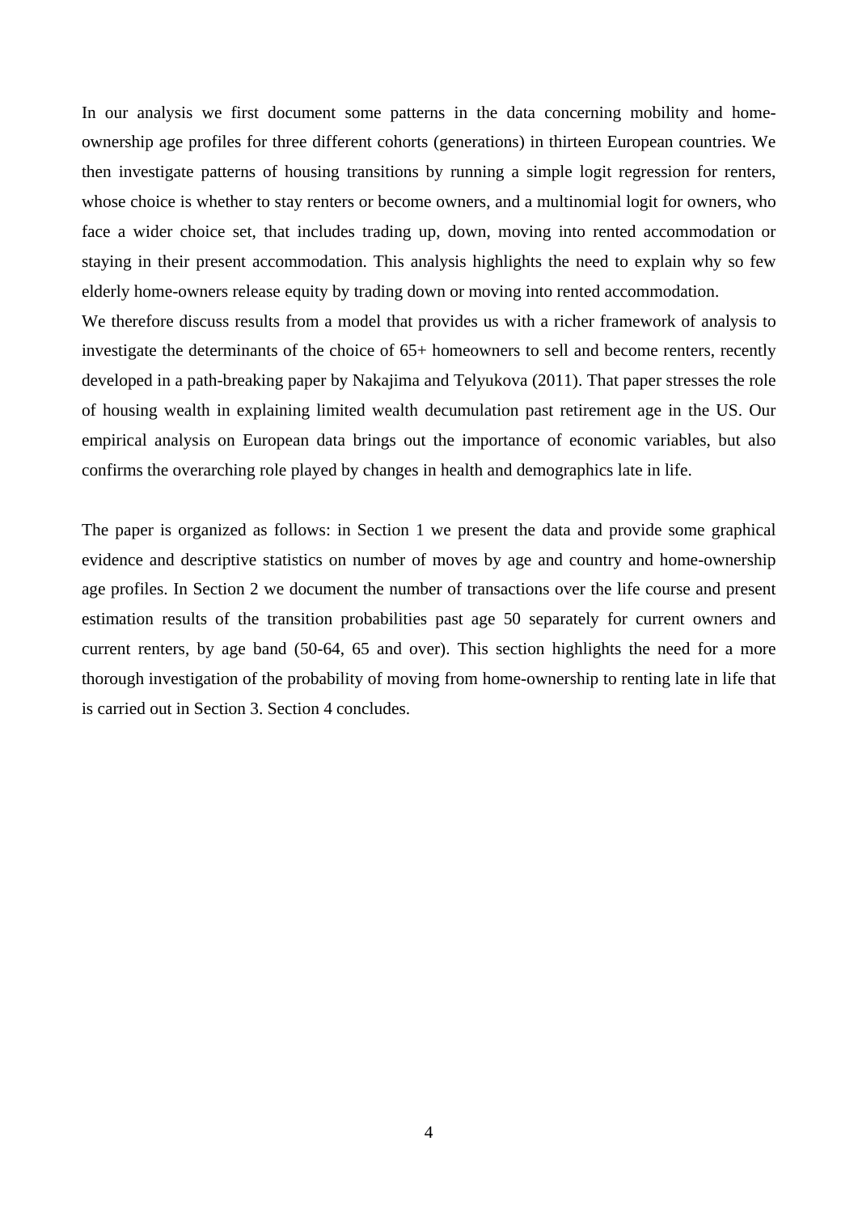In our analysis we first document some patterns in the data concerning mobility and home-ownership age profiles for three different cohorts (generations) in thirteen European countries. We then investigate patterns of housing transitions by running a simple logit regression for renters, whose choice is whether to stay renters or become owners, and a multinomial logit for owners, who face a wider choice set, that includes trading up, down, moving into rented accommodation or staying in their present accommodation. This analysis highlights the need to explain why so few elderly home-owners release equity by trading down or moving into rented accommodation.

We therefore discuss results from a model that provides us with a richer framework of analysis to investigate the determinants of the choice of 65+ homeowners to sell and become renters, recently developed in a path-breaking paper by Nakajima and Telyukova (2011). That paper stresses the role of housing wealth in explaining limited wealth decumulation past retirement age in the US. Our empirical analysis on European data brings out the importance of economic variables, but also confirms the overarching role played by changes in health and demographics late in life.

The paper is organized as follows: in Section 1 we present the data and provide some graphical evidence and descriptive statistics on number of moves by age and country and home-ownership age profiles. In Section 2 we document the number of transactions over the life course and present estimation results of the transition probabilities past age 50 separately for current owners and current renters, by age band (50-64, 65 and over). This section highlights the need for a more thorough investigation of the probability of moving from home-ownership to renting late in life that is carried out in Section 3. Section 4 concludes.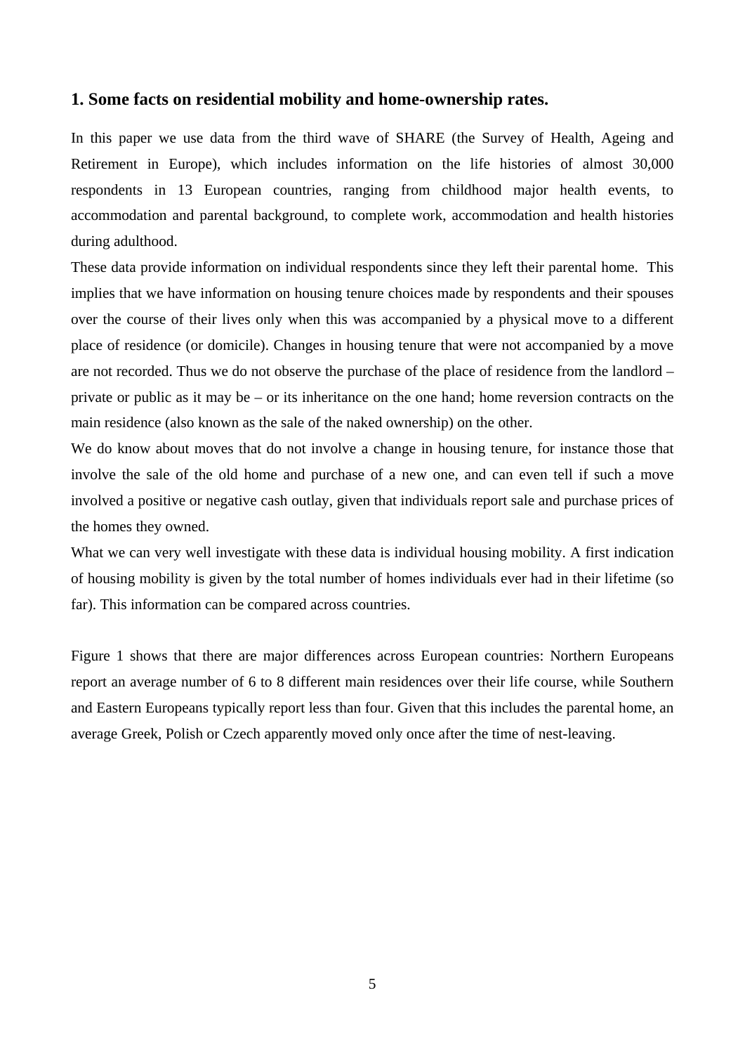## 1. Some facts on residential mobility and home-ownership rates.

In this paper we use data from the third wave of SHARE (the Survey of Health, Ageing and Retirement in Europe), which includes information on the life histories of almost 30,000 respondents in 13 European countries, ranging from childhood major health events, to accommodation and parental background, to complete work, accommodation and health histories during adulthood.

These data provide information on individual respondents since they left their parental home. This implies that we have information on housing tenure choices made by respondents and their spouses over the course of their lives only when this was accompanied by a physical move to a different place of residence (or domicile). Changes in housing tenure that were not accompanied by a move are not recorded. Thus we do not observe the purchase of the place of residence from the landlord – private or public as it may be – or its inheritance on the one hand; home reversion contracts on the main residence (also known as the sale of the naked ownership) on the other.

We do know about moves that do not involve a change in housing tenure, for instance those that involve the sale of the old home and purchase of a new one, and can even tell if such a move involved a positive or negative cash outlay, given that individuals report sale and purchase prices of the homes they owned.

What we can very well investigate with these data is individual housing mobility. A first indication of housing mobility is given by the total number of homes individuals ever had in their lifetime (so far). This information can be compared across countries.

Figure 1 shows that there are major differences across European countries: Northern Europeans report an average number of 6 to 8 different main residences over their life course, while Southern and Eastern Europeans typically report less than four. Given that this includes the parental home, an average Greek, Polish or Czech apparently moved only once after the time of nest-leaving.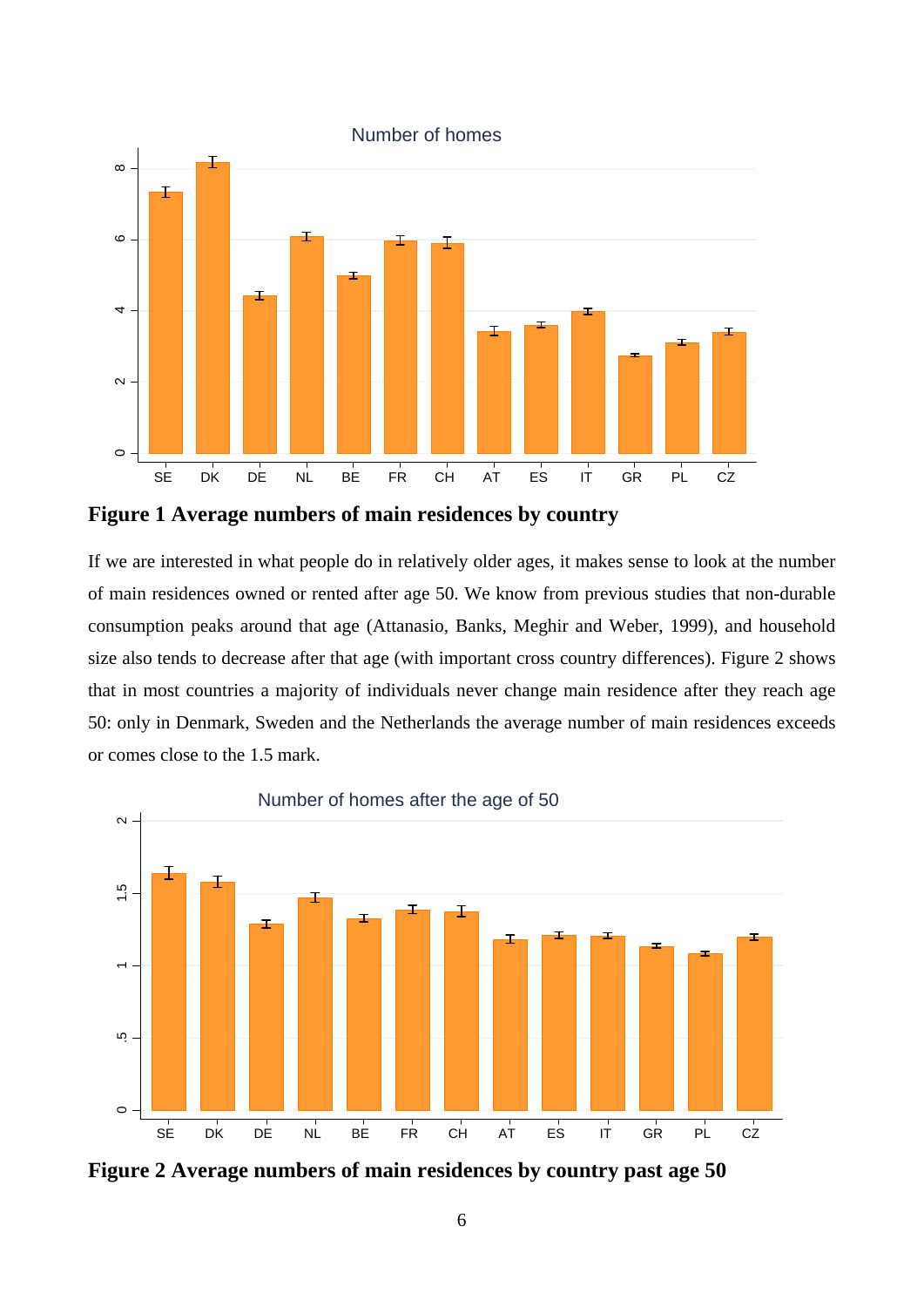**Figure 1 Average numbers of main residences by country**

If we are interested in what people do in relatively older ages, it makes sense to look at the number of main residences owned or rented after age 50. We know from previous studies that non-durable consumption peaks around that age (Attanasio, Banks, Meghir and Weber, 1999), and household size also tends to decrease after that age (with important cross country differences). Figure 2 shows that in most countries a majority of individuals never change main residence after they reach age 50: only in Denmark, Sweden and the Netherlands the average number of main residences exceeds or comes close to the 1.5 mark.

**Figure 2 Average numbers of main residences by country past age 50**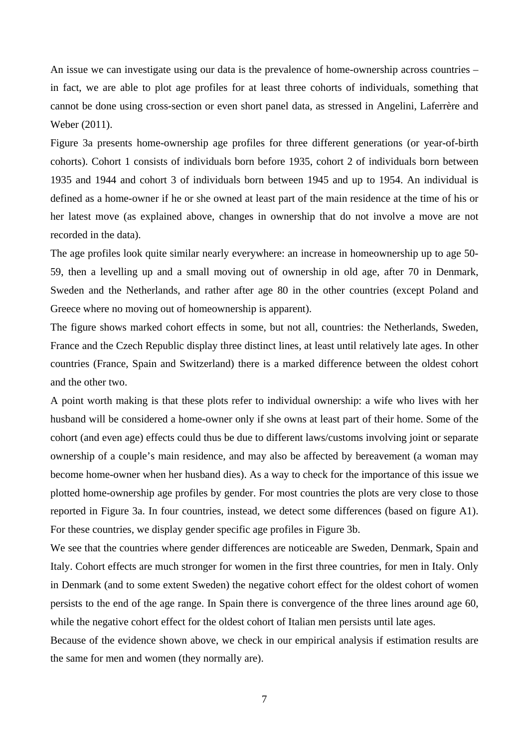An issue we can investigate using our data is the prevalence of home-ownership across countries – in fact, we are able to plot age profiles for at least three cohorts of individuals, something that cannot be done using cross-section or even short panel data, as stressed in Angelini, Laferrère and Weber (2011).

Figure 3a presents home-ownership age profiles for three different generations (or year-of-birth cohorts). Cohort 1 consists of individuals born before 1935, cohort 2 of individuals born between 1935 and 1944 and cohort 3 of individuals born between 1945 and up to 1954. An individual is defined as a home-owner if he or she owned at least part of the main residence at the time of his or her latest move (as explained above, changes in ownership that do not involve a move are not recorded in the data).

The age profiles look quite similar nearly everywhere: an increase in homeownership up to age 50-59, then a levelling up and a small moving out of ownership in old age, after 70 in Denmark, Sweden and the Netherlands, and rather after age 80 in the other countries (except Poland and Greece where no moving out of homeownership is apparent).

The figure shows marked cohort effects in some, but not all, countries: the Netherlands, Sweden, France and the Czech Republic display three distinct lines, at least until relatively late ages. In other countries (France, Spain and Switzerland) there is a marked difference between the oldest cohort and the other two.

A point worth making is that these plots refer to individual ownership: a wife who lives with her husband will be considered a home-owner only if she owns at least part of their home. Some of the cohort (and even age) effects could thus be due to different laws/customs involving joint or separate ownership of a couple's main residence, and may also be affected by bereavement (a woman may become home-owner when her husband dies). As a way to check for the importance of this issue we plotted home-ownership age profiles by gender. For most countries the plots are very close to those reported in Figure 3a. In four countries, instead, we detect some differences (based on figure A1). For these countries, we display gender specific age profiles in Figure 3b.

We see that the countries where gender differences are noticeable are Sweden, Denmark, Spain and Italy. Cohort effects are much stronger for women in the first three countries, for men in Italy. Only in Denmark (and to some extent Sweden) the negative cohort effect for the oldest cohort of women persists to the end of the age range. In Spain there is convergence of the three lines around age 60, while the negative cohort effect for the oldest cohort of Italian men persists until late ages.

Because of the evidence shown above, we check in our empirical analysis if estimation results are the same for men and women (they normally are).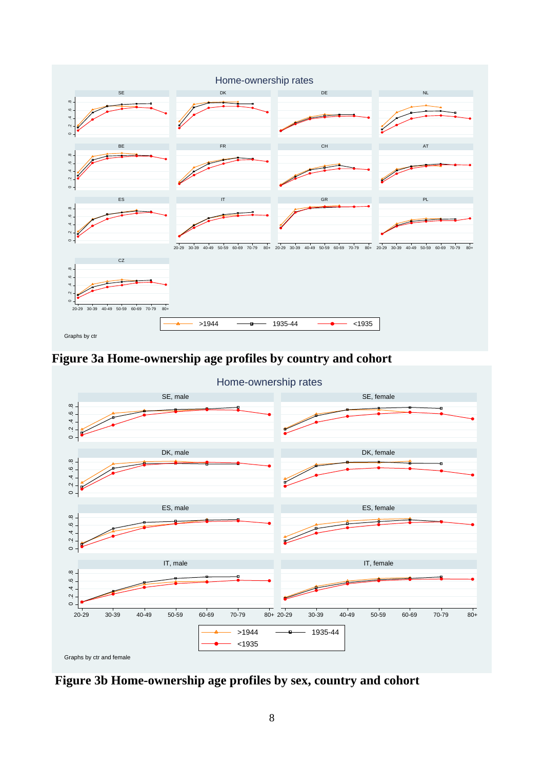**Figure 3a Home-ownership age profiles by country and cohort**

**Figure 3b Home-ownership age profiles by sex, country and cohort**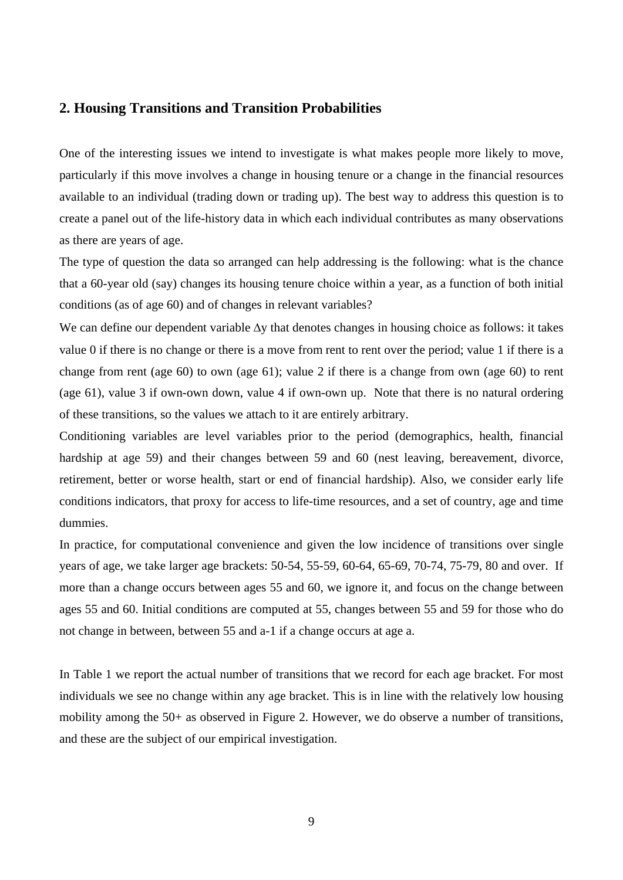## 2. Housing Transitions and Transition Probabilities

One of the interesting issues we intend to investigate is what makes people more likely to move, particularly if this move involves a change in housing tenure or a change in the financial resources available to an individual (trading down or trading up). The best way to address this question is to create a panel out of the life-history data in which each individual contributes as many observations as there are years of age.

The type of question the data so arranged can help addressing is the following: what is the chance that a 60-year old (say) changes its housing tenure choice within a year, as a function of both initial conditions (as of age 60) and of changes in relevant variables?

We can define our dependent variable $\Delta y$ that denotes changes in housing choice as follows: it takes value 0 if there is no change or there is a move from rent to rent over the period; value 1 if there is a change from rent (age 60) to own (age 61); value 2 if there is a change from own (age 60) to rent (age 61), value 3 if own-own down, value 4 if own-own up. Note that there is no natural ordering of these transitions, so the values we attach to it are entirely arbitrary.

Conditioning variables are level variables prior to the period (demographics, health, financial hardship at age 59) and their changes between 59 and 60 (nest leaving, bereavement, divorce, retirement, better or worse health, start or end of financial hardship). Also, we consider early life conditions indicators, that proxy for access to life-time resources, and a set of country, age and time dummies.

In practice, for computational convenience and given the low incidence of transitions over single years of age, we take larger age brackets: 50-54, 55-59, 60-64, 65-69, 70-74, 75-79, 80 and over. If more than a change occurs between ages 55 and 60, we ignore it, and focus on the change between ages 55 and 60. Initial conditions are computed at 55, changes between 55 and 59 for those who do not change in between, between 55 and a-1 if a change occurs at age a.

In Table 1 we report the actual number of transitions that we record for each age bracket. For most individuals we see no change within any age bracket. This is in line with the relatively low housing mobility among the 50+ as observed in Figure 2. However, we do observe a number of transitions, and these are the subject of our empirical investigation.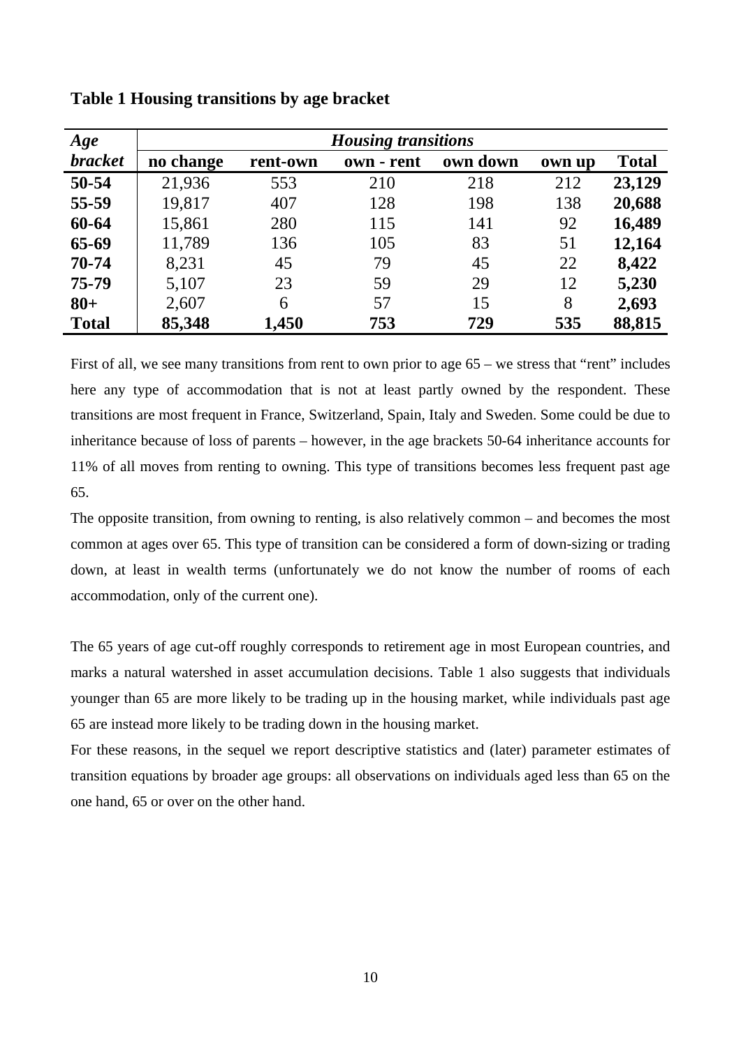**Table 1 Housing transitions by age bracket**

| *Age bracket* | *Housing transitions* | | | | | |
|---|---|---|---|---|---|---|
| | **no change** | **rent-own** | **own - rent** | **own down** | **own up** | **Total** |
| **50-54** | 21,936 | 553 | 210 | 218 | 212 | **23,129** |
| **55-59** | 19,817 | 407 | 128 | 198 | 138 | **20,688** |
| **60-64** | 15,861 | 280 | 115 | 141 | 92 | **16,489** |
| **65-69** | 11,789 | 136 | 105 | 83 | 51 | **12,164** |
| **70-74** | 8,231 | 45 | 79 | 45 | 22 | **8,422** |
| **75-79** | 5,107 | 23 | 59 | 29 | 12 | **5,230** |
| **80+** | 2,607 | 6 | 57 | 15 | 8 | **2,693** |
| **Total** | **85,348** | **1,450** | **753** | **729** | **535** | **88,815** |

First of all, we see many transitions from rent to own prior to age 65 – we stress that "rent" includes here any type of accommodation that is not at least partly owned by the respondent. These transitions are most frequent in France, Switzerland, Spain, Italy and Sweden. Some could be due to inheritance because of loss of parents – however, in the age brackets 50-64 inheritance accounts for 11% of all moves from renting to owning. This type of transitions becomes less frequent past age 65.

The opposite transition, from owning to renting, is also relatively common – and becomes the most common at ages over 65. This type of transition can be considered a form of down-sizing or trading down, at least in wealth terms (unfortunately we do not know the number of rooms of each accommodation, only of the current one).

The 65 years of age cut-off roughly corresponds to retirement age in most European countries, and marks a natural watershed in asset accumulation decisions. Table 1 also suggests that individuals younger than 65 are more likely to be trading up in the housing market, while individuals past age 65 are instead more likely to be trading down in the housing market.

For these reasons, in the sequel we report descriptive statistics and (later) parameter estimates of transition equations by broader age groups: all observations on individuals aged less than 65 on the one hand, 65 or over on the other hand.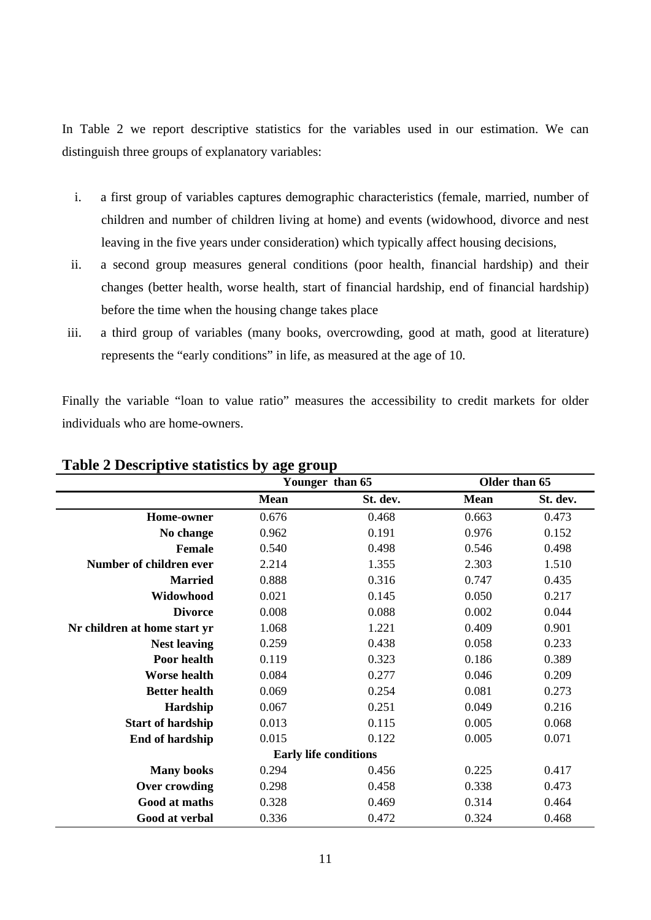In Table 2 we report descriptive statistics for the variables used in our estimation. We can distinguish three groups of explanatory variables:

i. a first group of variables captures demographic characteristics (female, married, number of children and number of children living at home) and events (widowhood, divorce and nest leaving in the five years under consideration) which typically affect housing decisions,
ii. a second group measures general conditions (poor health, financial hardship) and their changes (better health, worse health, start of financial hardship, end of financial hardship) before the time when the housing change takes place
iii. a third group of variables (many books, overcrowding, good at math, good at literature) represents the "early conditions" in life, as measured at the age of 10.

Finally the variable "loan to value ratio" measures the accessibility to credit markets for older individuals who are home-owners.

**Table 2 Descriptive statistics by age group**

| | Younger than 65 | | Older than 65 | |
|---|---|---|---|---|
| | **Mean** | **St. dev.** | **Mean** | **St. dev.** |
| **Home-owner** | 0.676 | 0.468 | 0.663 | 0.473 |
| **No change** | 0.962 | 0.191 | 0.976 | 0.152 |
| **Female** | 0.540 | 0.498 | 0.546 | 0.498 |
| **Number of children ever** | 2.214 | 1.355 | 2.303 | 1.510 |
| **Married** | 0.888 | 0.316 | 0.747 | 0.435 |
| **Widowhood** | 0.021 | 0.145 | 0.050 | 0.217 |
| **Divorce** | 0.008 | 0.088 | 0.002 | 0.044 |
| **Nr children at home start yr** | 1.068 | 1.221 | 0.409 | 0.901 |
| **Nest leaving** | 0.259 | 0.438 | 0.058 | 0.233 |
| **Poor health** | 0.119 | 0.323 | 0.186 | 0.389 |
| **Worse health** | 0.084 | 0.277 | 0.046 | 0.209 |
| **Better health** | 0.069 | 0.254 | 0.081 | 0.273 |
| **Hardship** | 0.067 | 0.251 | 0.049 | 0.216 |
| **Start of hardship** | 0.013 | 0.115 | 0.005 | 0.068 |
| **End of hardship** | 0.015 | 0.122 | 0.005 | 0.071 |
| | **Early life conditions** | | | |
| **Many books** | 0.294 | 0.456 | 0.225 | 0.417 |
| **Over crowding** | 0.298 | 0.458 | 0.338 | 0.473 |
| **Good at maths** | 0.328 | 0.469 | 0.314 | 0.464 |
| **Good at verbal** | 0.336 | 0.472 | 0.324 | 0.468 |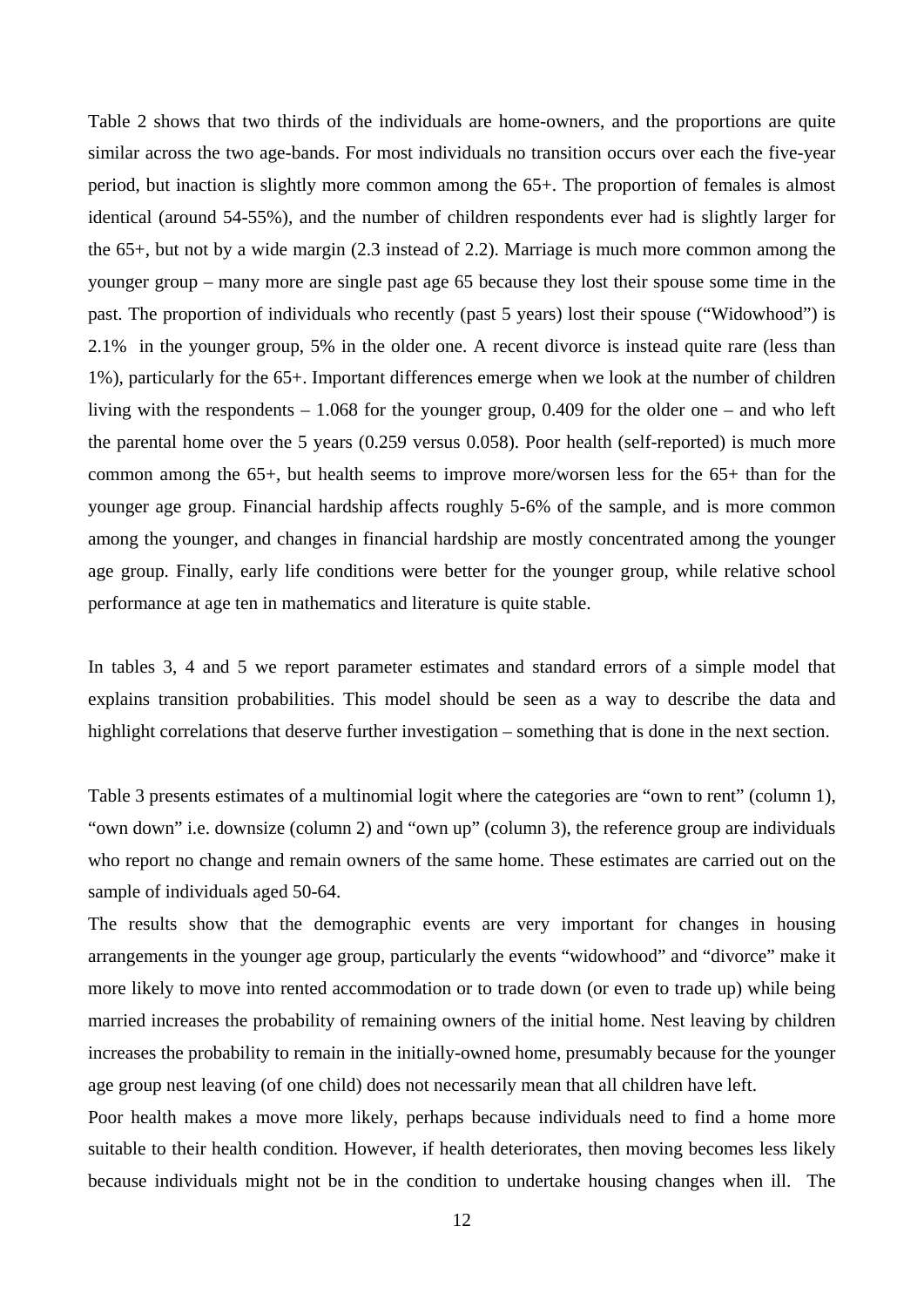Table 2 shows that two thirds of the individuals are home-owners, and the proportions are quite similar across the two age-bands. For most individuals no transition occurs over each the five-year period, but inaction is slightly more common among the 65+. The proportion of females is almost identical (around 54-55%), and the number of children respondents ever had is slightly larger for the 65+, but not by a wide margin (2.3 instead of 2.2). Marriage is much more common among the younger group – many more are single past age 65 because they lost their spouse some time in the past. The proportion of individuals who recently (past 5 years) lost their spouse ("Widowhood") is 2.1% in the younger group, 5% in the older one. A recent divorce is instead quite rare (less than 1%), particularly for the 65+. Important differences emerge when we look at the number of children living with the respondents – 1.068 for the younger group, 0.409 for the older one – and who left the parental home over the 5 years (0.259 versus 0.058). Poor health (self-reported) is much more common among the 65+, but health seems to improve more/worsen less for the 65+ than for the younger age group. Financial hardship affects roughly 5-6% of the sample, and is more common among the younger, and changes in financial hardship are mostly concentrated among the younger age group. Finally, early life conditions were better for the younger group, while relative school performance at age ten in mathematics and literature is quite stable.

In tables 3, 4 and 5 we report parameter estimates and standard errors of a simple model that explains transition probabilities. This model should be seen as a way to describe the data and highlight correlations that deserve further investigation – something that is done in the next section.

Table 3 presents estimates of a multinomial logit where the categories are "own to rent" (column 1), "own down" i.e. downsize (column 2) and "own up" (column 3), the reference group are individuals who report no change and remain owners of the same home. These estimates are carried out on the sample of individuals aged 50-64.

The results show that the demographic events are very important for changes in housing arrangements in the younger age group, particularly the events "widowhood" and "divorce" make it more likely to move into rented accommodation or to trade down (or even to trade up) while being married increases the probability of remaining owners of the initial home. Nest leaving by children increases the probability to remain in the initially-owned home, presumably because for the younger age group nest leaving (of one child) does not necessarily mean that all children have left.

Poor health makes a move more likely, perhaps because individuals need to find a home more suitable to their health condition. However, if health deteriorates, then moving becomes less likely because individuals might not be in the condition to undertake housing changes when ill. The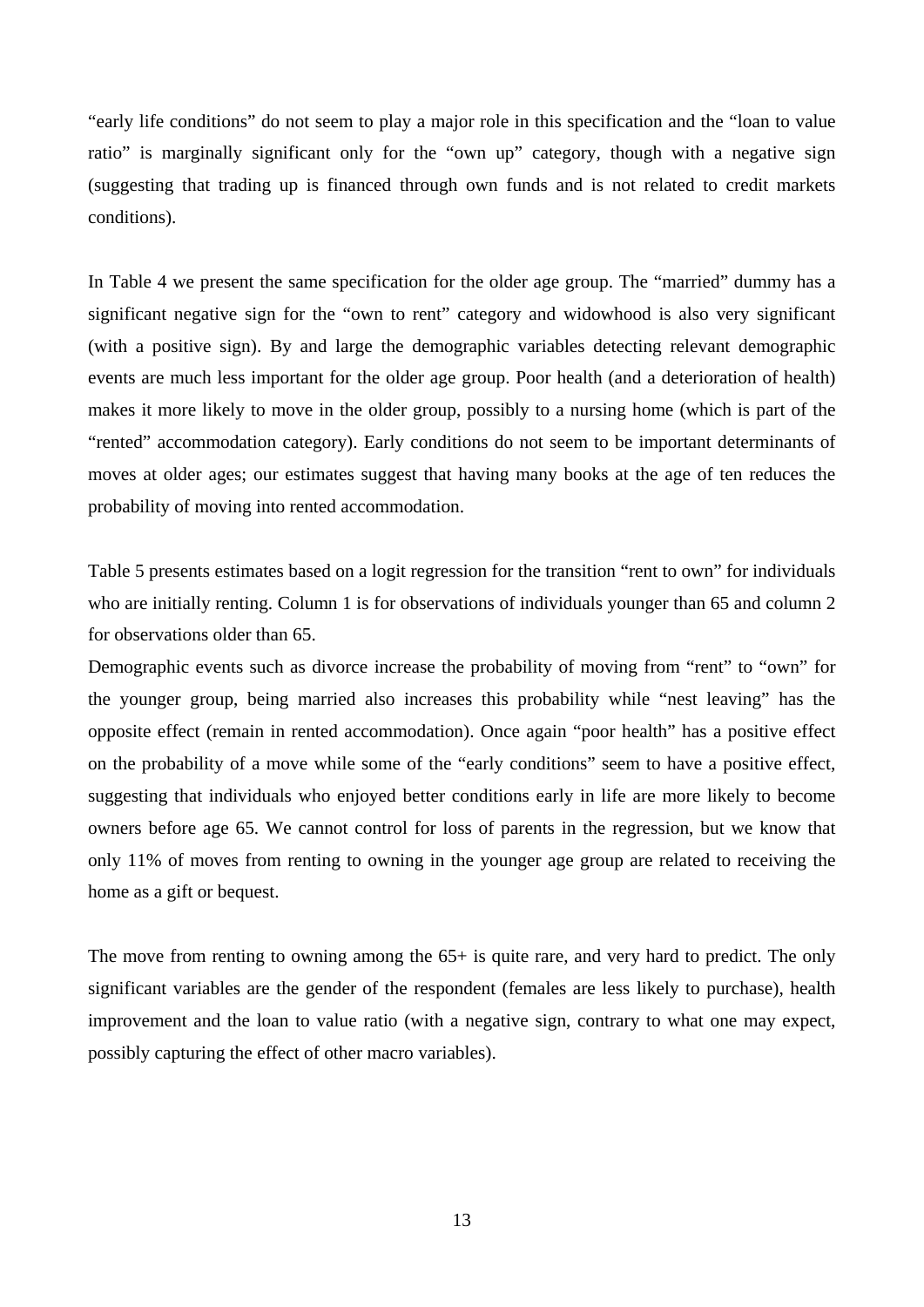“early life conditions” do not seem to play a major role in this specification and the “loan to value ratio” is marginally significant only for the “own up” category, though with a negative sign (suggesting that trading up is financed through own funds and is not related to credit markets conditions).

In Table 4 we present the same specification for the older age group. The “married” dummy has a significant negative sign for the “own to rent” category and widowhood is also very significant (with a positive sign). By and large the demographic variables detecting relevant demographic events are much less important for the older age group. Poor health (and a deterioration of health) makes it more likely to move in the older group, possibly to a nursing home (which is part of the “rented” accommodation category). Early conditions do not seem to be important determinants of moves at older ages; our estimates suggest that having many books at the age of ten reduces the probability of moving into rented accommodation.

Table 5 presents estimates based on a logit regression for the transition “rent to own” for individuals who are initially renting. Column 1 is for observations of individuals younger than 65 and column 2 for observations older than 65.

Demographic events such as divorce increase the probability of moving from “rent” to “own” for the younger group, being married also increases this probability while “nest leaving” has the opposite effect (remain in rented accommodation). Once again “poor health” has a positive effect on the probability of a move while some of the “early conditions” seem to have a positive effect, suggesting that individuals who enjoyed better conditions early in life are more likely to become owners before age 65. We cannot control for loss of parents in the regression, but we know that only 11% of moves from renting to owning in the younger age group are related to receiving the home as a gift or bequest.

The move from renting to owning among the 65+ is quite rare, and very hard to predict. The only significant variables are the gender of the respondent (females are less likely to purchase), health improvement and the loan to value ratio (with a negative sign, contrary to what one may expect, possibly capturing the effect of other macro variables).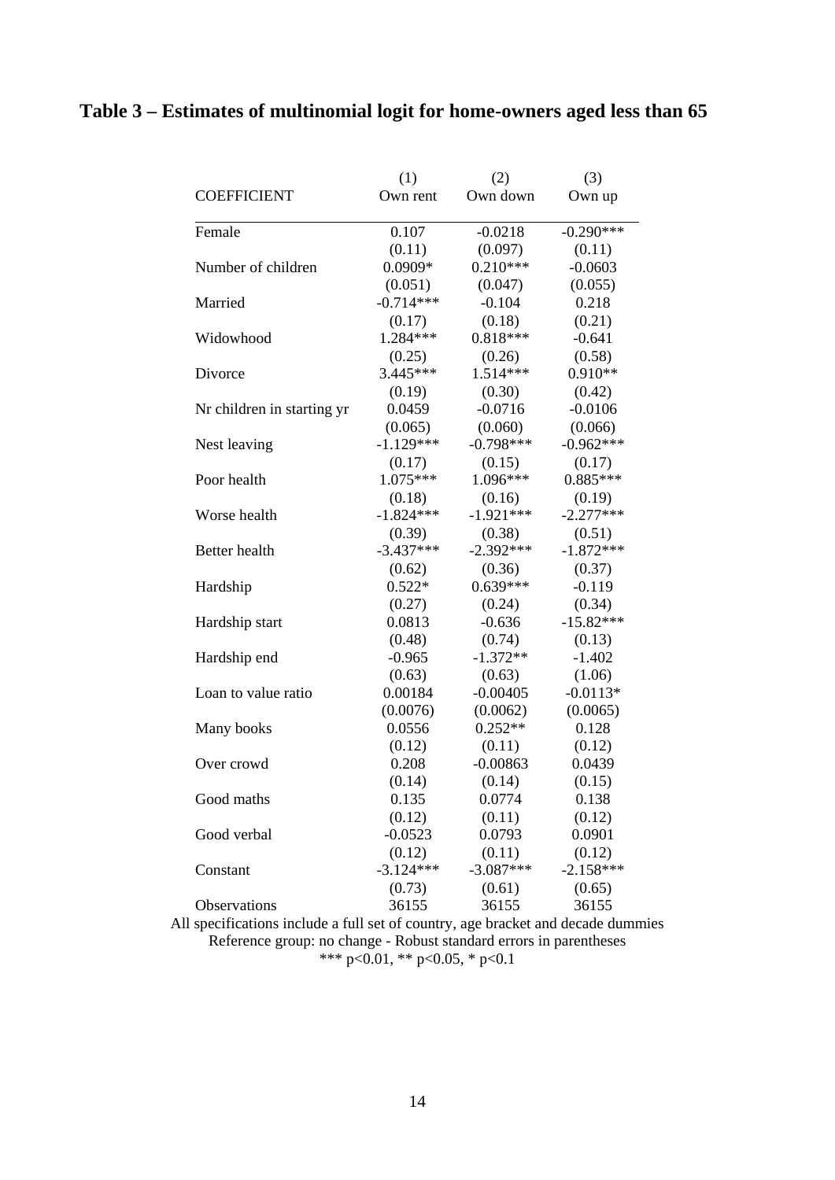# Table 3 – Estimates of multinomial logit for home-owners aged less than 65

| COEFFICIENT | (1) Own rent | (2) Own down | (3) Own up |
|---|---|---|---|
| Female | 0.107 | -0.0218 | -0.290*** |
| | (0.11) | (0.097) | (0.11) |
| Number of children | 0.0909* | 0.210*** | -0.0603 |
| | (0.051) | (0.047) | (0.055) |
| Married | -0.714*** | -0.104 | 0.218 |
| | (0.17) | (0.18) | (0.21) |
| Widowhood | 1.284*** | 0.818*** | -0.641 |
| | (0.25) | (0.26) | (0.58) |
| Divorce | 3.445*** | 1.514*** | 0.910** |
| | (0.19) | (0.30) | (0.42) |
| Nr children in starting yr | 0.0459 | -0.0716 | -0.0106 |
| | (0.065) | (0.060) | (0.066) |
| Nest leaving | -1.129*** | -0.798*** | -0.962*** |
| | (0.17) | (0.15) | (0.17) |
| Poor health | 1.075*** | 1.096*** | 0.885*** |
| | (0.18) | (0.16) | (0.19) |
| Worse health | -1.824*** | -1.921*** | -2.277*** |
| | (0.39) | (0.38) | (0.51) |
| Better health | -3.437*** | -2.392*** | -1.872*** |
| | (0.62) | (0.36) | (0.37) |
| Hardship | 0.522* | 0.639*** | -0.119 |
| | (0.27) | (0.24) | (0.34) |
| Hardship start | 0.0813 | -0.636 | -15.82*** |
| | (0.48) | (0.74) | (0.13) |
| Hardship end | -0.965 | -1.372** | -1.402 |
| | (0.63) | (0.63) | (1.06) |
| Loan to value ratio | 0.00184 | -0.00405 | -0.0113* |
| | (0.0076) | (0.0062) | (0.0065) |
| Many books | 0.0556 | 0.252** | 0.128 |
| | (0.12) | (0.11) | (0.12) |
| Over crowd | 0.208 | -0.00863 | 0.0439 |
| | (0.14) | (0.14) | (0.15) |
| Good maths | 0.135 | 0.0774 | 0.138 |
| | (0.12) | (0.11) | (0.12) |
| Good verbal | -0.0523 | 0.0793 | 0.0901 |
| | (0.12) | (0.11) | (0.12) |
| Constant | -3.124*** | -3.087*** | -2.158*** |
| | (0.73) | (0.61) | (0.65) |
| Observations | 36155 | 36155 | 36155 |

All specifications include a full set of country, age bracket and decade dummies

Reference group: no change - Robust standard errors in parentheses

*** p<0.01, ** p<0.05, * p<0.1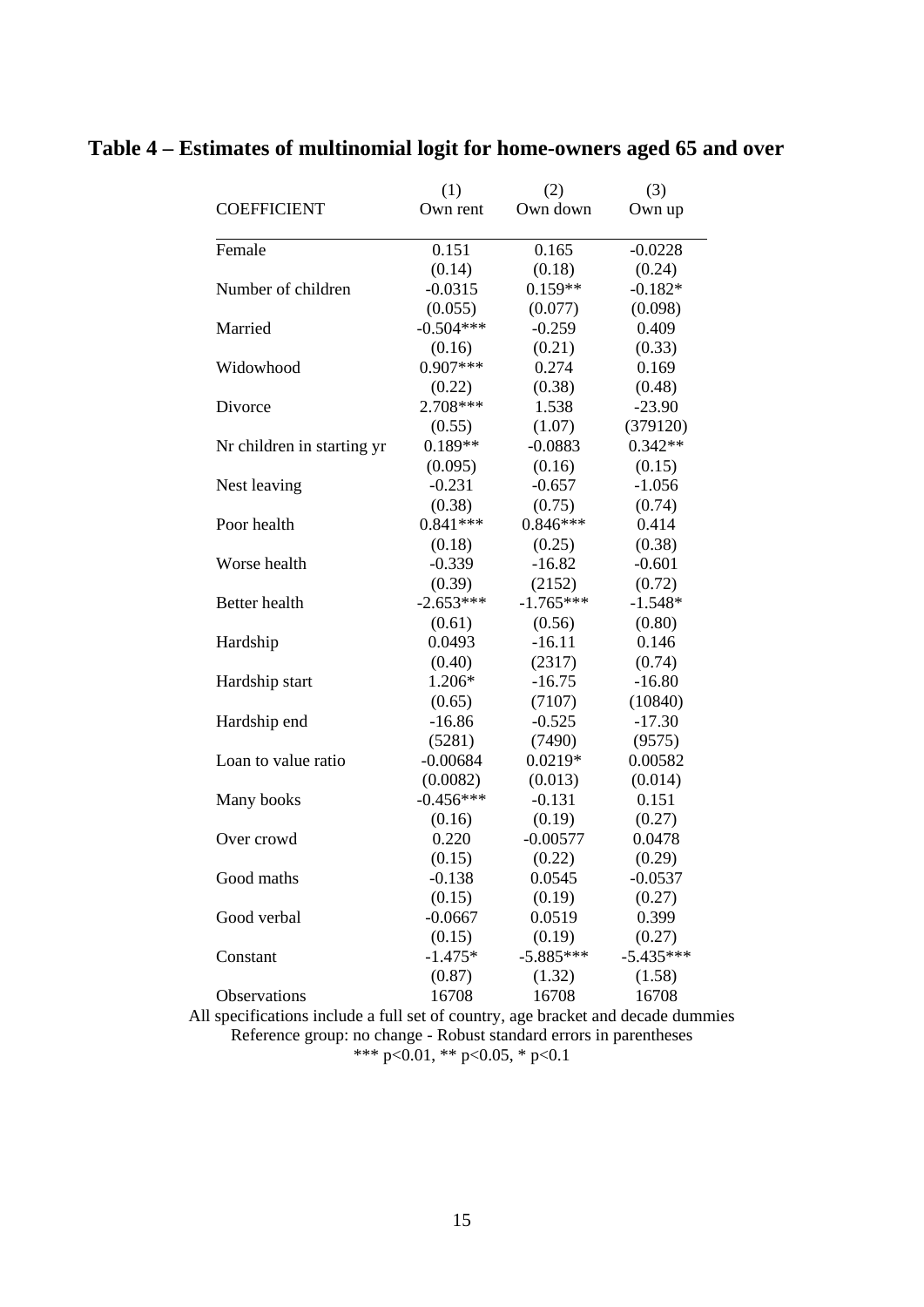# Table 4 – Estimates of multinomial logit for home-owners aged 65 and over

| COEFFICIENT | (1) Own rent | (2) Own down | (3) Own up |
|---|---|---|---|
| Female | 0.151 | 0.165 | -0.0228 |
| | (0.14) | (0.18) | (0.24) |
| Number of children | -0.0315 | 0.159** | -0.182* |
| | (0.055) | (0.077) | (0.098) |
| Married | -0.504*** | -0.259 | 0.409 |
| | (0.16) | (0.21) | (0.33) |
| Widowhood | 0.907*** | 0.274 | 0.169 |
| | (0.22) | (0.38) | (0.48) |
| Divorce | 2.708*** | 1.538 | -23.90 |
| | (0.55) | (1.07) | (379120) |
| Nr children in starting yr | 0.189** | -0.0883 | 0.342** |
| | (0.095) | (0.16) | (0.15) |
| Nest leaving | -0.231 | -0.657 | -1.056 |
| | (0.38) | (0.75) | (0.74) |
| Poor health | 0.841*** | 0.846*** | 0.414 |
| | (0.18) | (0.25) | (0.38) |
| Worse health | -0.339 | -16.82 | -0.601 |
| | (0.39) | (2152) | (0.72) |
| Better health | -2.653*** | -1.765*** | -1.548* |
| | (0.61) | (0.56) | (0.80) |
| Hardship | 0.0493 | -16.11 | 0.146 |
| | (0.40) | (2317) | (0.74) |
| Hardship start | 1.206* | -16.75 | -16.80 |
| | (0.65) | (7107) | (10840) |
| Hardship end | -16.86 | -0.525 | -17.30 |
| | (5281) | (7490) | (9575) |
| Loan to value ratio | -0.00684 | 0.0219* | 0.00582 |
| | (0.0082) | (0.013) | (0.014) |
| Many books | -0.456*** | -0.131 | 0.151 |
| | (0.16) | (0.19) | (0.27) |
| Over crowd | 0.220 | -0.00577 | 0.0478 |
| | (0.15) | (0.22) | (0.29) |
| Good maths | -0.138 | 0.0545 | -0.0537 |
| | (0.15) | (0.19) | (0.27) |
| Good verbal | -0.0667 | 0.0519 | 0.399 |
| | (0.15) | (0.19) | (0.27) |
| Constant | -1.475* | -5.885*** | -5.435*** |
| | (0.87) | (1.32) | (1.58) |
| Observations | 16708 | 16708 | 16708 |

All specifications include a full set of country, age bracket and decade dummies

Reference group: no change - Robust standard errors in parentheses

*** p<0.01, ** p<0.05, * p<0.1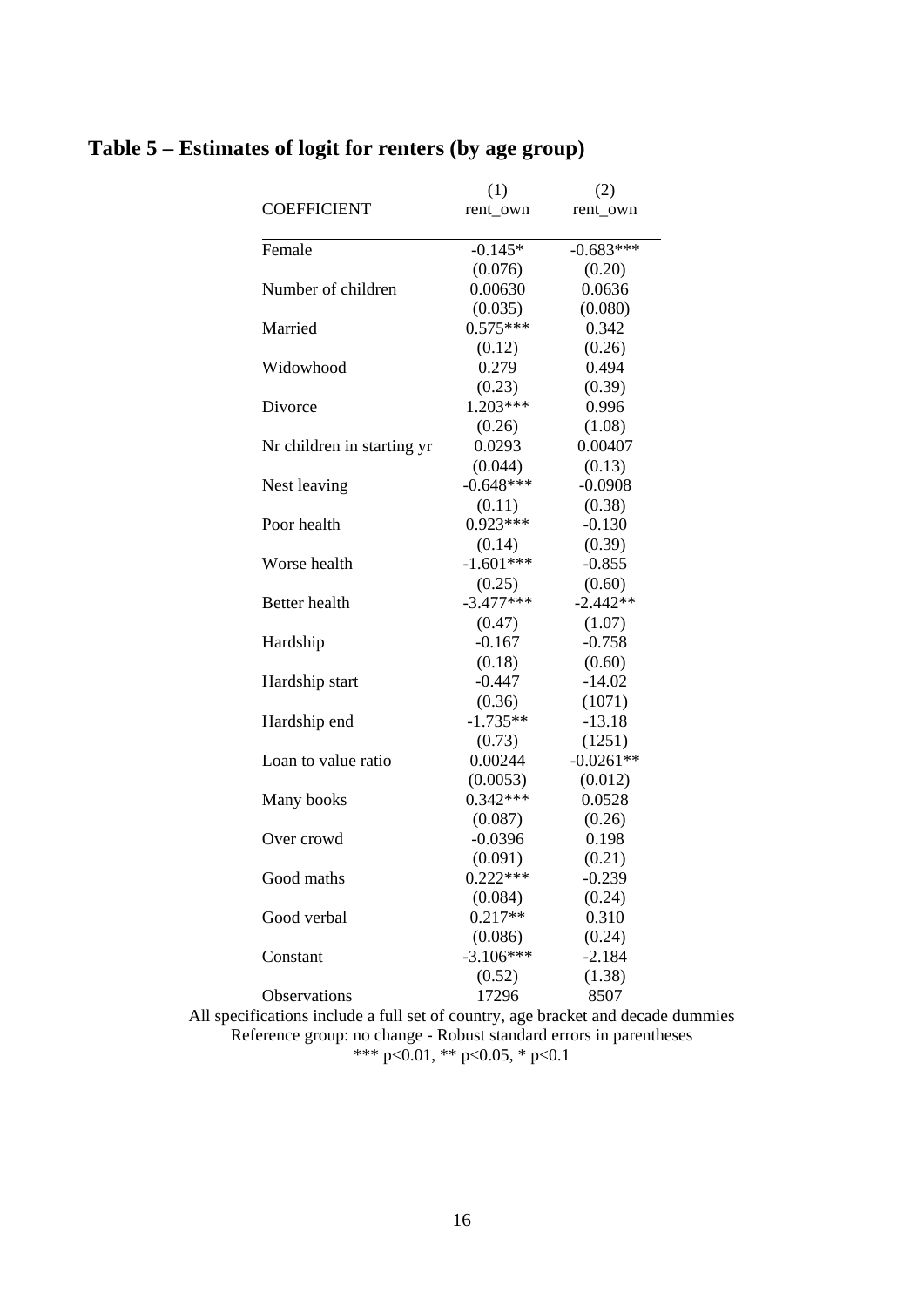## Table 5 – Estimates of logit for renters (by age group)

| COEFFICIENT | (1)<br>rent_own | (2)<br>rent_own |
|---|---|---|
| Female | -0.145* | -0.683*** |
| | (0.076) | (0.20) |
| Number of children | 0.00630 | 0.0636 |
| | (0.035) | (0.080) |
| Married | 0.575*** | 0.342 |
| | (0.12) | (0.26) |
| Widowhood | 0.279 | 0.494 |
| | (0.23) | (0.39) |
| Divorce | 1.203*** | 0.996 |
| | (0.26) | (1.08) |
| Nr children in starting yr | 0.0293 | 0.00407 |
| | (0.044) | (0.13) |
| Nest leaving | -0.648*** | -0.0908 |
| | (0.11) | (0.38) |
| Poor health | 0.923*** | -0.130 |
| | (0.14) | (0.39) |
| Worse health | -1.601*** | -0.855 |
| | (0.25) | (0.60) |
| Better health | -3.477*** | -2.442** |
| | (0.47) | (1.07) |
| Hardship | -0.167 | -0.758 |
| | (0.18) | (0.60) |
| Hardship start | -0.447 | -14.02 |
| | (0.36) | (1071) |
| Hardship end | -1.735** | -13.18 |
| | (0.73) | (1251) |
| Loan to value ratio | 0.00244 | -0.0261** |
| | (0.0053) | (0.012) |
| Many books | 0.342*** | 0.0528 |
| | (0.087) | (0.26) |
| Over crowd | -0.0396 | 0.198 |
| | (0.091) | (0.21) |
| Good maths | 0.222*** | -0.239 |
| | (0.084) | (0.24) |
| Good verbal | 0.217** | 0.310 |
| | (0.086) | (0.24) |
| Constant | -3.106*** | -2.184 |
| | (0.52) | (1.38) |
| Observations | 17296 | 8507 |

All specifications include a full set of country, age bracket and decade dummies
Reference group: no change - Robust standard errors in parentheses
*** p<0.01, ** p<0.05, * p<0.1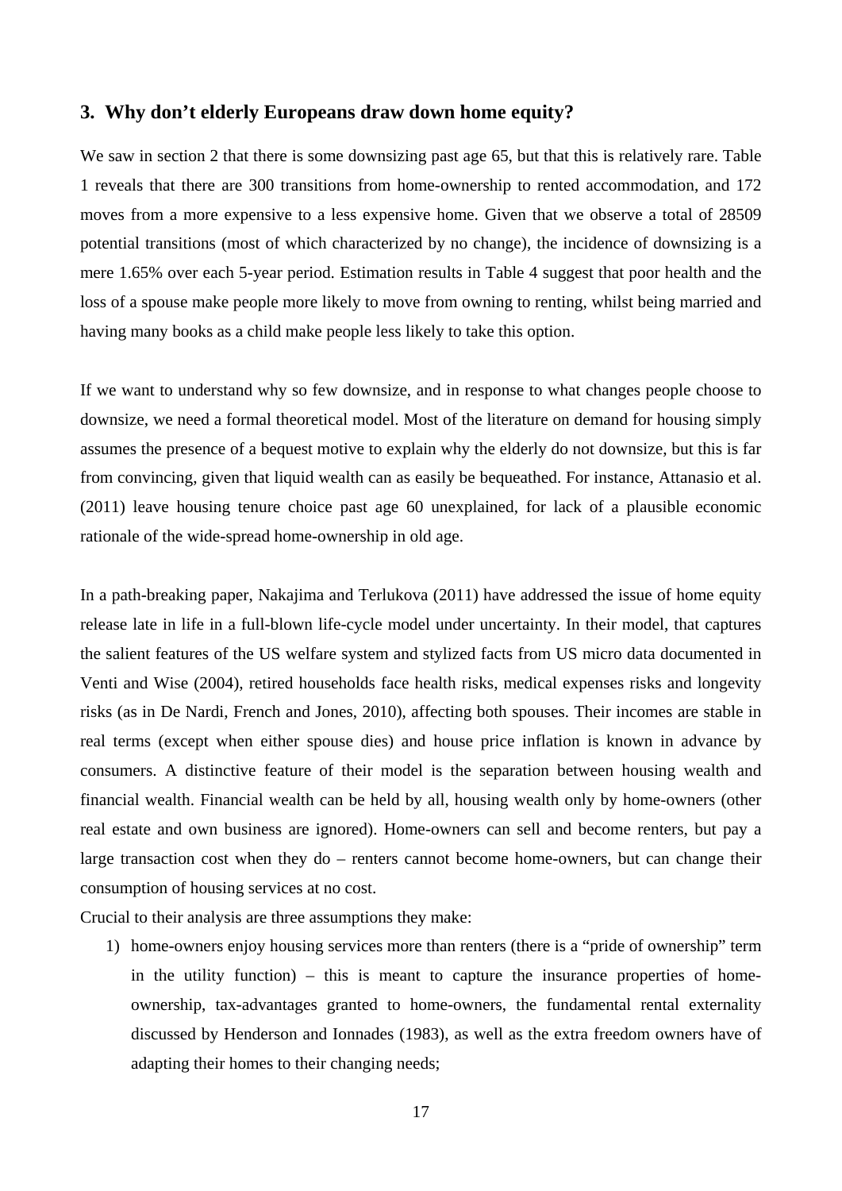## 3. Why don't elderly Europeans draw down home equity?

We saw in section 2 that there is some downsizing past age 65, but that this is relatively rare. Table 1 reveals that there are 300 transitions from home-ownership to rented accommodation, and 172 moves from a more expensive to a less expensive home. Given that we observe a total of 28509 potential transitions (most of which characterized by no change), the incidence of downsizing is a mere 1.65% over each 5-year period. Estimation results in Table 4 suggest that poor health and the loss of a spouse make people more likely to move from owning to renting, whilst being married and having many books as a child make people less likely to take this option.

If we want to understand why so few downsize, and in response to what changes people choose to downsize, we need a formal theoretical model. Most of the literature on demand for housing simply assumes the presence of a bequest motive to explain why the elderly do not downsize, but this is far from convincing, given that liquid wealth can as easily be bequeathed. For instance, Attanasio et al. (2011) leave housing tenure choice past age 60 unexplained, for lack of a plausible economic rationale of the wide-spread home-ownership in old age.

In a path-breaking paper, Nakajima and Terlukova (2011) have addressed the issue of home equity release late in life in a full-blown life-cycle model under uncertainty. In their model, that captures the salient features of the US welfare system and stylized facts from US micro data documented in Venti and Wise (2004), retired households face health risks, medical expenses risks and longevity risks (as in De Nardi, French and Jones, 2010), affecting both spouses. Their incomes are stable in real terms (except when either spouse dies) and house price inflation is known in advance by consumers. A distinctive feature of their model is the separation between housing wealth and financial wealth. Financial wealth can be held by all, housing wealth only by home-owners (other real estate and own business are ignored). Home-owners can sell and become renters, but pay a large transaction cost when they do – renters cannot become home-owners, but can change their consumption of housing services at no cost.

Crucial to their analysis are three assumptions they make:

1) home-owners enjoy housing services more than renters (there is a "pride of ownership" term in the utility function) – this is meant to capture the insurance properties of home-ownership, tax-advantages granted to home-owners, the fundamental rental externality discussed by Henderson and Ionnades (1983), as well as the extra freedom owners have of adapting their homes to their changing needs;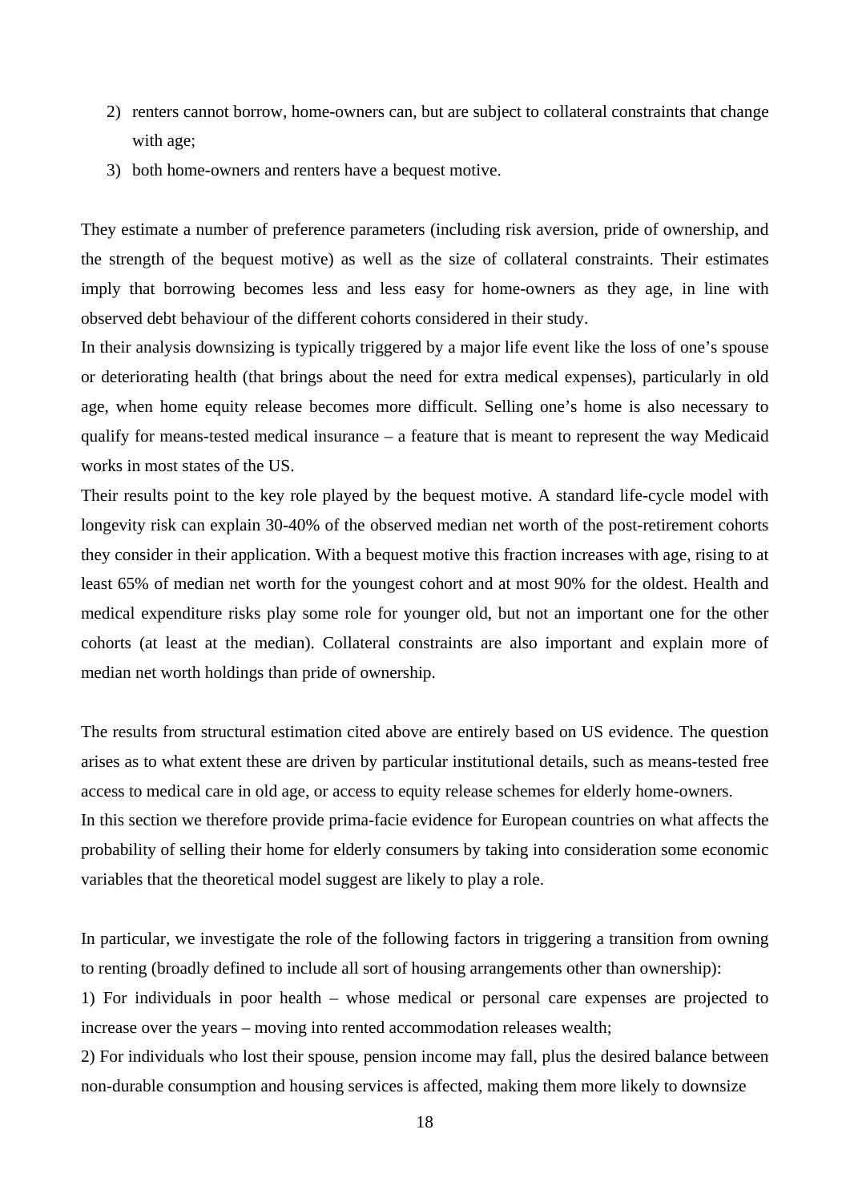2) renters cannot borrow, home-owners can, but are subject to collateral constraints that change with age;
3) both home-owners and renters have a bequest motive.

They estimate a number of preference parameters (including risk aversion, pride of ownership, and the strength of the bequest motive) as well as the size of collateral constraints. Their estimates imply that borrowing becomes less and less easy for home-owners as they age, in line with observed debt behaviour of the different cohorts considered in their study.

In their analysis downsizing is typically triggered by a major life event like the loss of one's spouse or deteriorating health (that brings about the need for extra medical expenses), particularly in old age, when home equity release becomes more difficult. Selling one's home is also necessary to qualify for means-tested medical insurance – a feature that is meant to represent the way Medicaid works in most states of the US.

Their results point to the key role played by the bequest motive. A standard life-cycle model with longevity risk can explain 30-40% of the observed median net worth of the post-retirement cohorts they consider in their application. With a bequest motive this fraction increases with age, rising to at least 65% of median net worth for the youngest cohort and at most 90% for the oldest. Health and medical expenditure risks play some role for younger old, but not an important one for the other cohorts (at least at the median). Collateral constraints are also important and explain more of median net worth holdings than pride of ownership.

The results from structural estimation cited above are entirely based on US evidence. The question arises as to what extent these are driven by particular institutional details, such as means-tested free access to medical care in old age, or access to equity release schemes for elderly home-owners.

In this section we therefore provide prima-facie evidence for European countries on what affects the probability of selling their home for elderly consumers by taking into consideration some economic variables that the theoretical model suggest are likely to play a role.

In particular, we investigate the role of the following factors in triggering a transition from owning to renting (broadly defined to include all sort of housing arrangements other than ownership):

1) For individuals in poor health – whose medical or personal care expenses are projected to increase over the years – moving into rented accommodation releases wealth;

2) For individuals who lost their spouse, pension income may fall, plus the desired balance between non-durable consumption and housing services is affected, making them more likely to downsize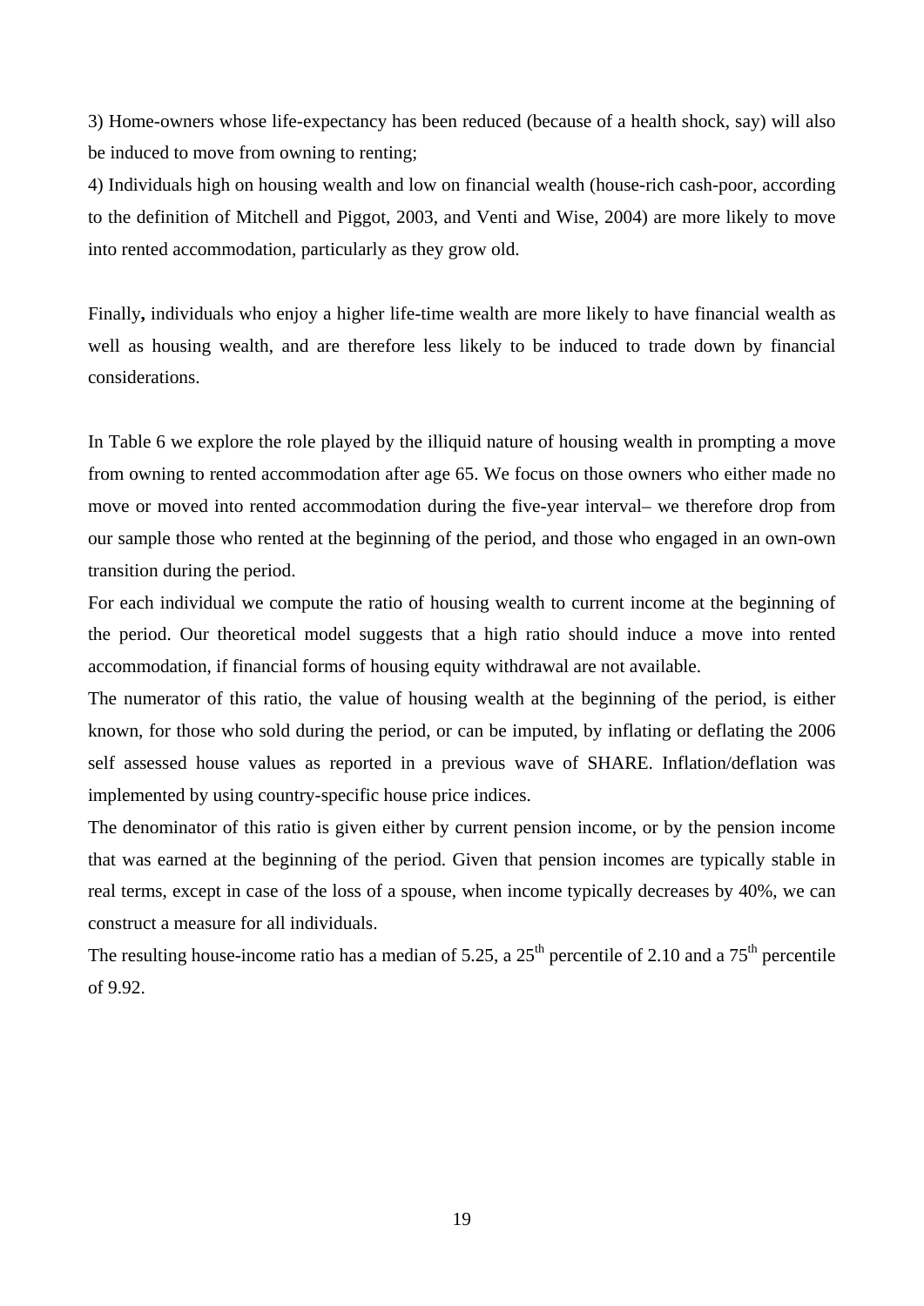3) Home-owners whose life-expectancy has been reduced (because of a health shock, say) will also be induced to move from owning to renting;

4) Individuals high on housing wealth and low on financial wealth (house-rich cash-poor, according to the definition of Mitchell and Piggot, 2003, and Venti and Wise, 2004) are more likely to move into rented accommodation, particularly as they grow old.

Finally**,** individuals who enjoy a higher life-time wealth are more likely to have financial wealth as well as housing wealth, and are therefore less likely to be induced to trade down by financial considerations.

In Table 6 we explore the role played by the illiquid nature of housing wealth in prompting a move from owning to rented accommodation after age 65. We focus on those owners who either made no move or moved into rented accommodation during the five-year interval– we therefore drop from our sample those who rented at the beginning of the period, and those who engaged in an own-own transition during the period.

For each individual we compute the ratio of housing wealth to current income at the beginning of the period. Our theoretical model suggests that a high ratio should induce a move into rented accommodation, if financial forms of housing equity withdrawal are not available.

The numerator of this ratio, the value of housing wealth at the beginning of the period, is either known, for those who sold during the period, or can be imputed, by inflating or deflating the 2006 self assessed house values as reported in a previous wave of SHARE. Inflation/deflation was implemented by using country-specific house price indices.

The denominator of this ratio is given either by current pension income, or by the pension income that was earned at the beginning of the period. Given that pension incomes are typically stable in real terms, except in case of the loss of a spouse, when income typically decreases by 40%, we can construct a measure for all individuals.

The resulting house-income ratio has a median of 5.25, a 25$^{th}$ percentile of 2.10 and a 75$^{th}$ percentile of 9.92.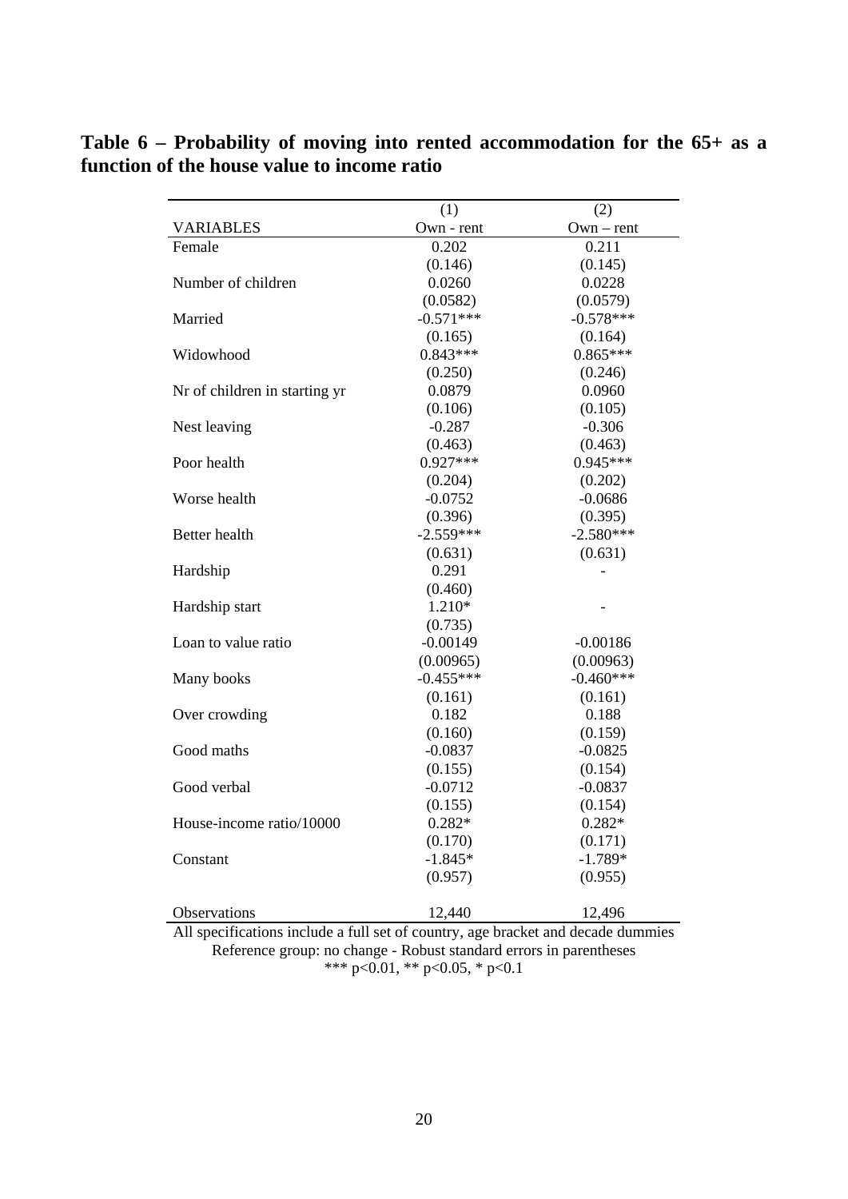**Table 6 – Probability of moving into rented accommodation for the 65+ as a function of the house value to income ratio**

| | (1) | (2) |
|---|---|---|
| VARIABLES | Own - rent | Own – rent |
| Female | 0.202 | 0.211 |
| | (0.146) | (0.145) |
| Number of children | 0.0260 | 0.0228 |
| | (0.0582) | (0.0579) |
| Married | -0.571*** | -0.578*** |
| | (0.165) | (0.164) |
| Widowhood | 0.843*** | 0.865*** |
| | (0.250) | (0.246) |
| Nr of children in starting yr | 0.0879 | 0.0960 |
| | (0.106) | (0.105) |
| Nest leaving | -0.287 | -0.306 |
| | (0.463) | (0.463) |
| Poor health | 0.927*** | 0.945*** |
| | (0.204) | (0.202) |
| Worse health | -0.0752 | -0.0686 |
| | (0.396) | (0.395) |
| Better health | -2.559*** | -2.580*** |
| | (0.631) | (0.631) |
| Hardship | 0.291 | - |
| | (0.460) | |
| Hardship start | 1.210* | - |
| | (0.735) | |
| Loan to value ratio | -0.00149 | -0.00186 |
| | (0.00965) | (0.00963) |
| Many books | -0.455*** | -0.460*** |
| | (0.161) | (0.161) |
| Over crowding | 0.182 | 0.188 |
| | (0.160) | (0.159) |
| Good maths | -0.0837 | -0.0825 |
| | (0.155) | (0.154) |
| Good verbal | -0.0712 | -0.0837 |
| | (0.155) | (0.154) |
| House-income ratio/10000 | 0.282* | 0.282* |
| | (0.170) | (0.171) |
| Constant | -1.845* | -1.789* |
| | (0.957) | (0.955) |
| Observations | 12,440 | 12,496 |

All specifications include a full set of country, age bracket and decade dummies
Reference group: no change - Robust standard errors in parentheses
*** p<0.01, ** p<0.05, * p<0.1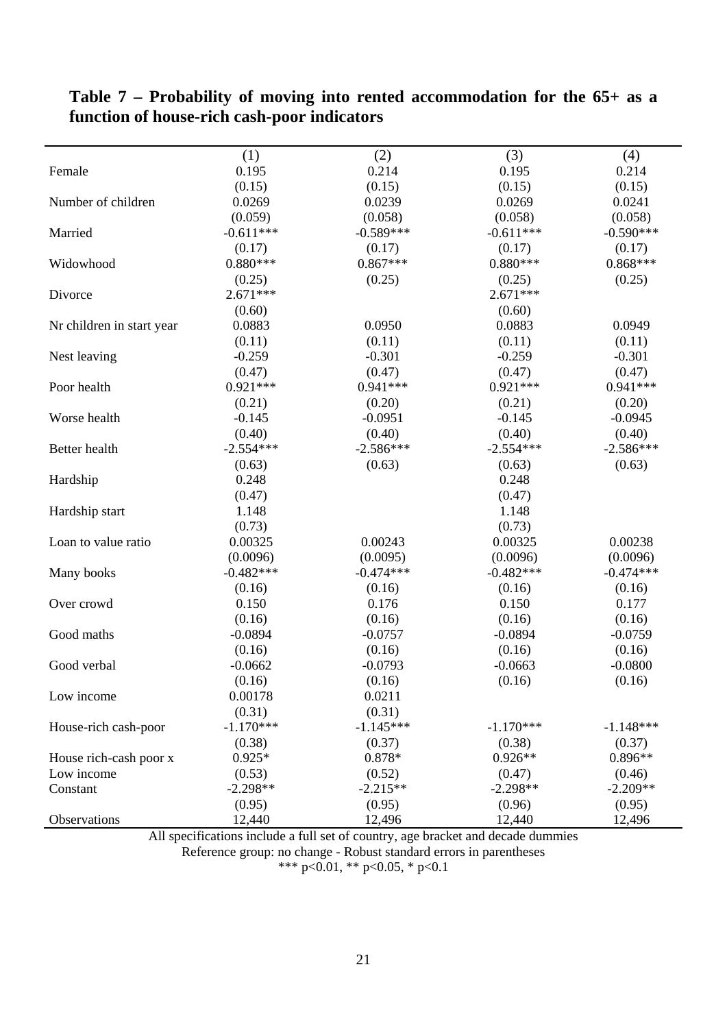# Table 7 – Probability of moving into rented accommodation for the 65+ as a function of house-rich cash-poor indicators

| | (1) | (2) | (3) | (4) |
|---|---|---|---|---|
| Female | 0.195 | 0.214 | 0.195 | 0.214 |
| | (0.15) | (0.15) | (0.15) | (0.15) |
| Number of children | 0.0269 | 0.0239 | 0.0269 | 0.0241 |
| | (0.059) | (0.058) | (0.058) | (0.058) |
| Married | -0.611*** | -0.589*** | -0.611*** | -0.590*** |
| | (0.17) | (0.17) | (0.17) | (0.17) |
| Widowhood | 0.880*** | 0.867*** | 0.880*** | 0.868*** |
| | (0.25) | (0.25) | (0.25) | (0.25) |
| Divorce | 2.671*** | | 2.671*** | |
| | (0.60) | | (0.60) | |
| Nr children in start year | 0.0883 | 0.0950 | 0.0883 | 0.0949 |
| | (0.11) | (0.11) | (0.11) | (0.11) |
| Nest leaving | -0.259 | -0.301 | -0.259 | -0.301 |
| | (0.47) | (0.47) | (0.47) | (0.47) |
| Poor health | 0.921*** | 0.941*** | 0.921*** | 0.941*** |
| | (0.21) | (0.20) | (0.21) | (0.20) |
| Worse health | -0.145 | -0.0951 | -0.145 | -0.0945 |
| | (0.40) | (0.40) | (0.40) | (0.40) |
| Better health | -2.554*** | -2.586*** | -2.554*** | -2.586*** |
| | (0.63) | (0.63) | (0.63) | (0.63) |
| Hardship | 0.248 | | 0.248 | |
| | (0.47) | | (0.47) | |
| Hardship start | 1.148 | | 1.148 | |
| | (0.73) | | (0.73) | |
| Loan to value ratio | 0.00325 | 0.00243 | 0.00325 | 0.00238 |
| | (0.0096) | (0.0095) | (0.0096) | (0.0096) |
| Many books | -0.482*** | -0.474*** | -0.482*** | -0.474*** |
| | (0.16) | (0.16) | (0.16) | (0.16) |
| Over crowd | 0.150 | 0.176 | 0.150 | 0.177 |
| | (0.16) | (0.16) | (0.16) | (0.16) |
| Good maths | -0.0894 | -0.0757 | -0.0894 | -0.0759 |
| | (0.16) | (0.16) | (0.16) | (0.16) |
| Good verbal | -0.0662 | -0.0793 | -0.0663 | -0.0800 |
| | (0.16) | (0.16) | (0.16) | (0.16) |
| Low income | 0.00178 | 0.0211 | | |
| | (0.31) | (0.31) | | |
| House-rich cash-poor | -1.170*** | -1.145*** | -1.170*** | -1.148*** |
| | (0.38) | (0.37) | (0.38) | (0.37) |
| House rich-cash poor x Low income | 0.925* | 0.878* | 0.926** | 0.896** |
| | (0.53) | (0.52) | (0.47) | (0.46) |
| Constant | -2.298** | -2.215** | -2.298** | -2.209** |
| | (0.95) | (0.95) | (0.96) | (0.95) |
| Observations | 12,440 | 12,496 | 12,440 | 12,496 |

All specifications include a full set of country, age bracket and decade dummies

Reference group: no change - Robust standard errors in parentheses

*** p<0.01, ** p<0.05, * p<0.1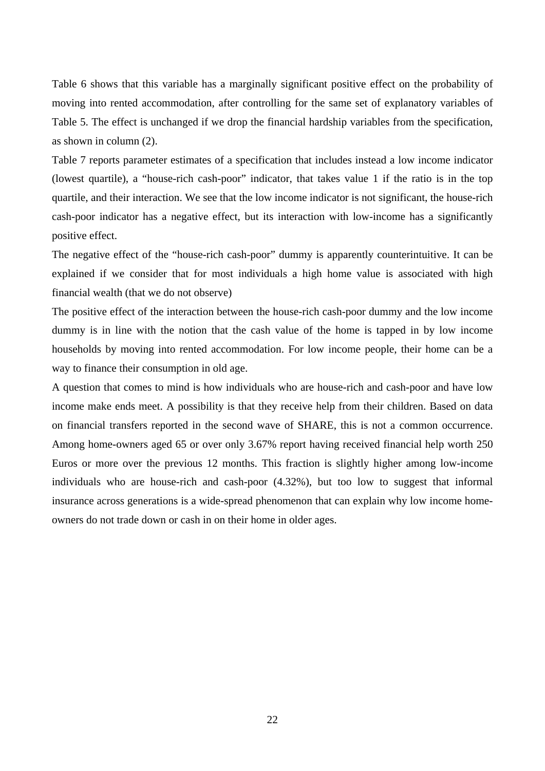Table 6 shows that this variable has a marginally significant positive effect on the probability of moving into rented accommodation, after controlling for the same set of explanatory variables of Table 5. The effect is unchanged if we drop the financial hardship variables from the specification, as shown in column (2).

Table 7 reports parameter estimates of a specification that includes instead a low income indicator (lowest quartile), a "house-rich cash-poor" indicator, that takes value 1 if the ratio is in the top quartile, and their interaction. We see that the low income indicator is not significant, the house-rich cash-poor indicator has a negative effect, but its interaction with low-income has a significantly positive effect.

The negative effect of the "house-rich cash-poor" dummy is apparently counterintuitive. It can be explained if we consider that for most individuals a high home value is associated with high financial wealth (that we do not observe)

The positive effect of the interaction between the house-rich cash-poor dummy and the low income dummy is in line with the notion that the cash value of the home is tapped in by low income households by moving into rented accommodation. For low income people, their home can be a way to finance their consumption in old age.

A question that comes to mind is how individuals who are house-rich and cash-poor and have low income make ends meet. A possibility is that they receive help from their children. Based on data on financial transfers reported in the second wave of SHARE, this is not a common occurrence. Among home-owners aged 65 or over only 3.67% report having received financial help worth 250 Euros or more over the previous 12 months. This fraction is slightly higher among low-income individuals who are house-rich and cash-poor (4.32%), but too low to suggest that informal insurance across generations is a wide-spread phenomenon that can explain why low income home-owners do not trade down or cash in on their home in older ages.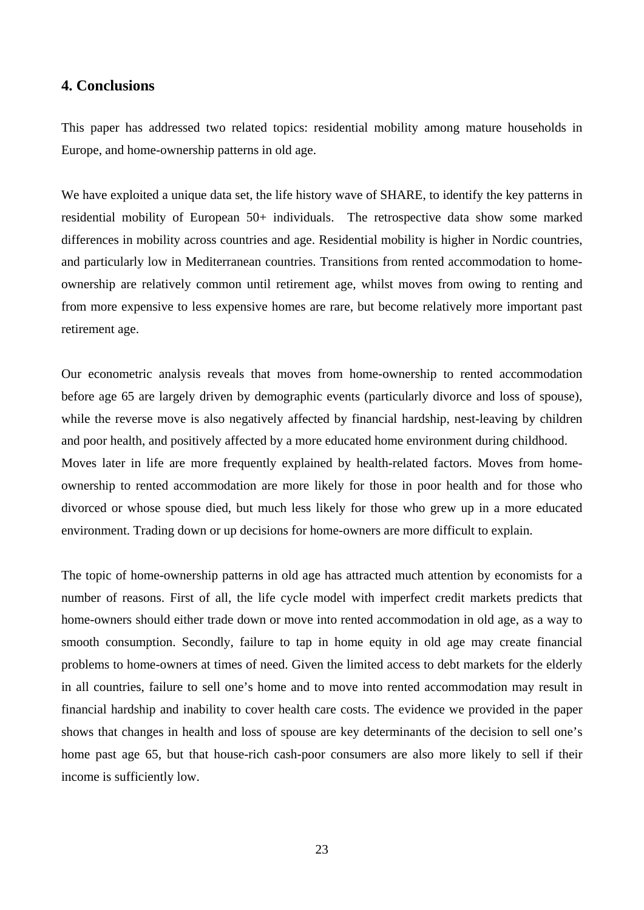## 4. Conclusions

This paper has addressed two related topics: residential mobility among mature households in Europe, and home-ownership patterns in old age.

We have exploited a unique data set, the life history wave of SHARE, to identify the key patterns in residential mobility of European 50+ individuals. The retrospective data show some marked differences in mobility across countries and age. Residential mobility is higher in Nordic countries, and particularly low in Mediterranean countries. Transitions from rented accommodation to home-ownership are relatively common until retirement age, whilst moves from owing to renting and from more expensive to less expensive homes are rare, but become relatively more important past retirement age.

Our econometric analysis reveals that moves from home-ownership to rented accommodation before age 65 are largely driven by demographic events (particularly divorce and loss of spouse), while the reverse move is also negatively affected by financial hardship, nest-leaving by children and poor health, and positively affected by a more educated home environment during childhood. Moves later in life are more frequently explained by health-related factors. Moves from home-ownership to rented accommodation are more likely for those in poor health and for those who divorced or whose spouse died, but much less likely for those who grew up in a more educated environment. Trading down or up decisions for home-owners are more difficult to explain.

The topic of home-ownership patterns in old age has attracted much attention by economists for a number of reasons. First of all, the life cycle model with imperfect credit markets predicts that home-owners should either trade down or move into rented accommodation in old age, as a way to smooth consumption. Secondly, failure to tap in home equity in old age may create financial problems to home-owners at times of need. Given the limited access to debt markets for the elderly in all countries, failure to sell one's home and to move into rented accommodation may result in financial hardship and inability to cover health care costs. The evidence we provided in the paper shows that changes in health and loss of spouse are key determinants of the decision to sell one's home past age 65, but that house-rich cash-poor consumers are also more likely to sell if their income is sufficiently low.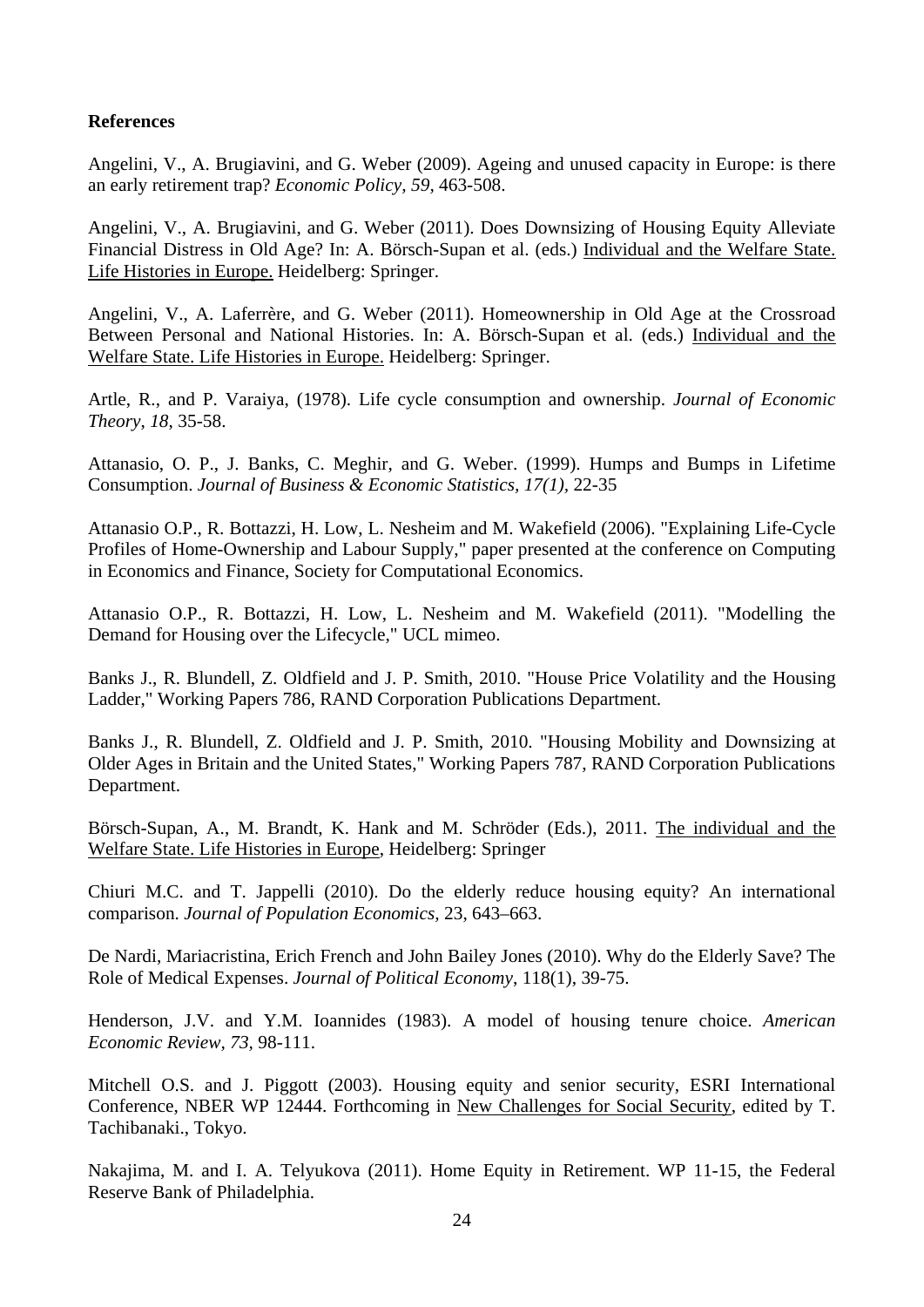**References**

Angelini, V., A. Brugiavini, and G. Weber (2009). Ageing and unused capacity in Europe: is there an early retirement trap? *Economic Policy, 59,* 463-508.

Angelini, V., A. Brugiavini, and G. Weber (2011). Does Downsizing of Housing Equity Alleviate Financial Distress in Old Age? In: A. Börsch-Supan et al. (eds.) Individual and the Welfare State. Life Histories in Europe. Heidelberg: Springer.

Angelini, V., A. Laferrère, and G. Weber (2011). Homeownership in Old Age at the Crossroad Between Personal and National Histories. In: A. Börsch-Supan et al. (eds.) Individual and the Welfare State. Life Histories in Europe. Heidelberg: Springer.

Artle, R., and P. Varaiya, (1978). Life cycle consumption and ownership. *Journal of Economic Theory, 18,* 35-58.

Attanasio, O. P., J. Banks, C. Meghir, and G. Weber. (1999). Humps and Bumps in Lifetime Consumption. *Journal of Business & Economic Statistics, 17(1),* 22-35

Attanasio O.P., R. Bottazzi, H. Low, L. Nesheim and M. Wakefield (2006). "Explaining Life-Cycle Profiles of Home-Ownership and Labour Supply," paper presented at the conference on Computing in Economics and Finance, Society for Computational Economics.

Attanasio O.P., R. Bottazzi, H. Low, L. Nesheim and M. Wakefield (2011). "Modelling the Demand for Housing over the Lifecycle," UCL mimeo.

Banks J., R. Blundell, Z. Oldfield and J. P. Smith, 2010. "House Price Volatility and the Housing Ladder," Working Papers 786, RAND Corporation Publications Department.

Banks J., R. Blundell, Z. Oldfield and J. P. Smith, 2010. "Housing Mobility and Downsizing at Older Ages in Britain and the United States," Working Papers 787, RAND Corporation Publications Department.

Börsch-Supan, A., M. Brandt, K. Hank and M. Schröder (Eds.), 2011. The individual and the Welfare State. Life Histories in Europe, Heidelberg: Springer

Chiuri M.C. and T. Jappelli (2010). Do the elderly reduce housing equity? An international comparison. *Journal of Population Economics,* 23, 643–663.

De Nardi, Mariacristina, Erich French and John Bailey Jones (2010). Why do the Elderly Save? The Role of Medical Expenses. *Journal of Political Economy*, 118(1), 39-75.

Henderson, J.V. and Y.M. Ioannides (1983). A model of housing tenure choice. *American Economic Review, 73,* 98-111.

Mitchell O.S. and J. Piggott (2003). Housing equity and senior security, ESRI International Conference, NBER WP 12444. Forthcoming in New Challenges for Social Security, edited by T. Tachibanaki., Tokyo.

Nakajima, M. and I. A. Telyukova (2011). Home Equity in Retirement. WP 11-15, the Federal Reserve Bank of Philadelphia.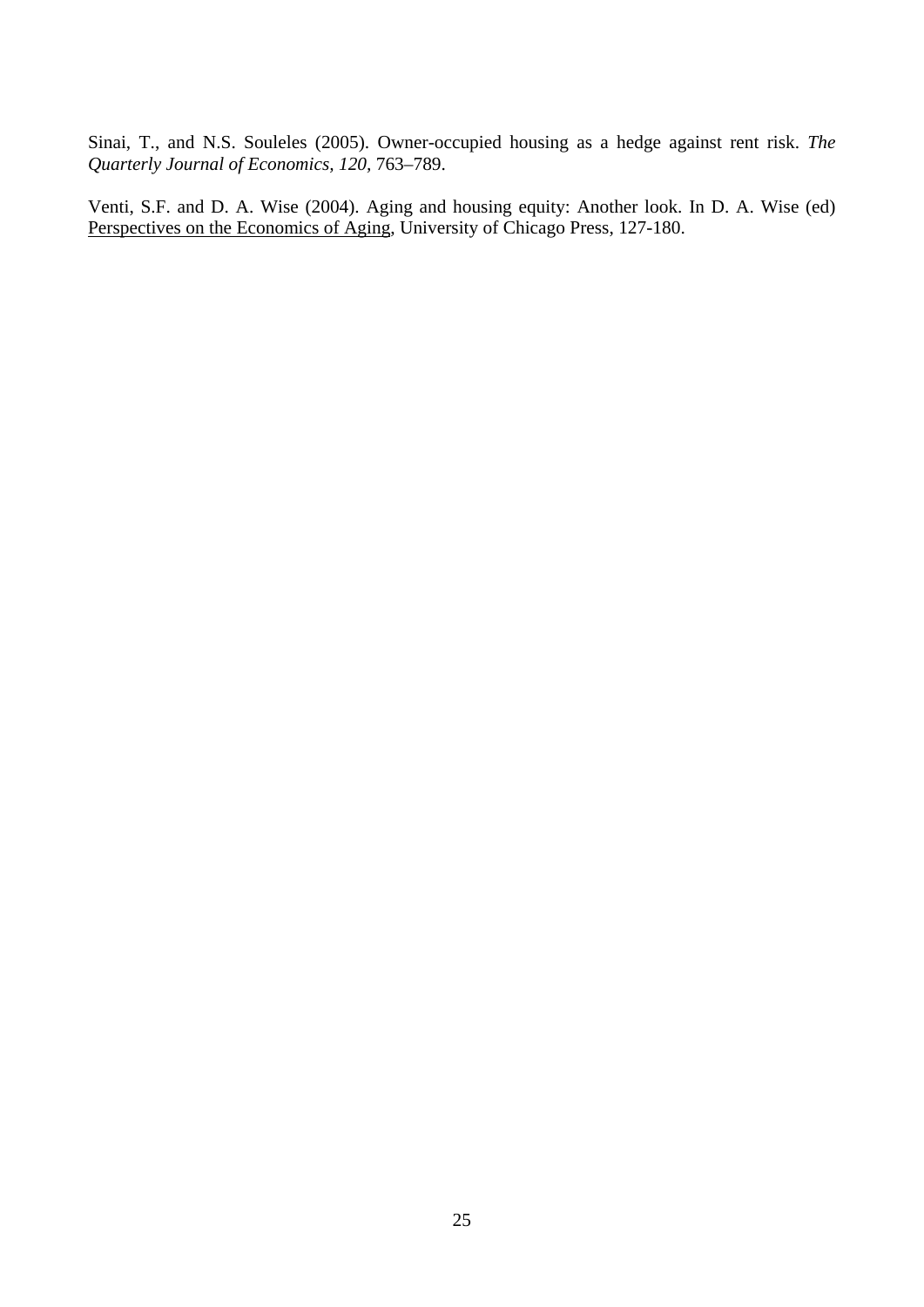Sinai, T., and N.S. Souleles (2005). Owner-occupied housing as a hedge against rent risk. *The Quarterly Journal of Economics*, *120*, 763–789.

Venti, S.F. and D. A. Wise (2004). Aging and housing equity: Another look. In D. A. Wise (ed) Perspectives on the Economics of Aging, University of Chicago Press, 127-180.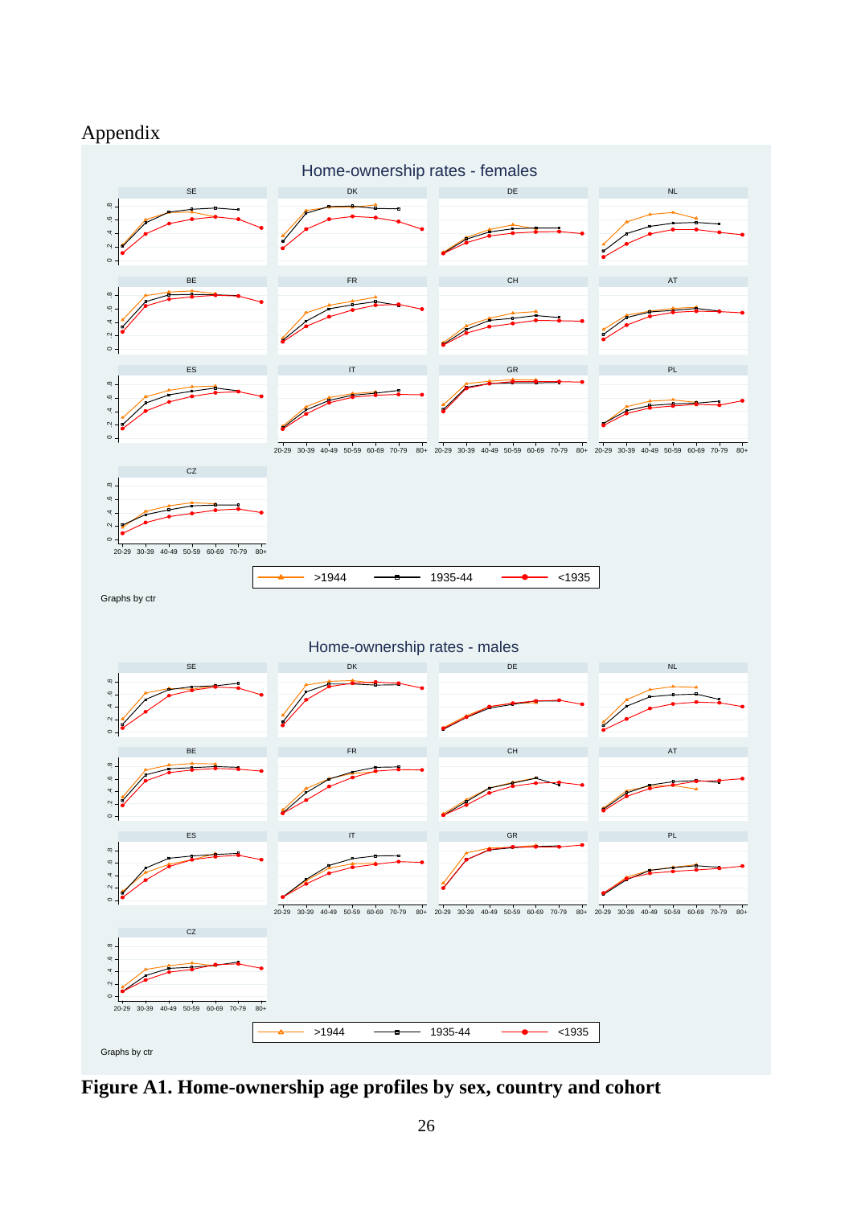# Appendix

Home-ownership rates - females

SE DK DE NL

BE FR CH AT

ES IT GR PL

CZ

0 .2 .4 .6 .8

20-29 30-39 40-49 50-59 60-69 70-79 80+

>1944 1935-44 <1935

Graphs by ctr

Home-ownership rates - males

SE DK DE NL

BE FR CH AT

ES IT GR PL

CZ

0 .2 .4 .6 .8

20-29 30-39 40-49 50-59 60-69 70-79 80+

>1944 1935-44 <1935

Graphs by ctr

**Figure A1. Home-ownership age profiles by sex, country and cohort**